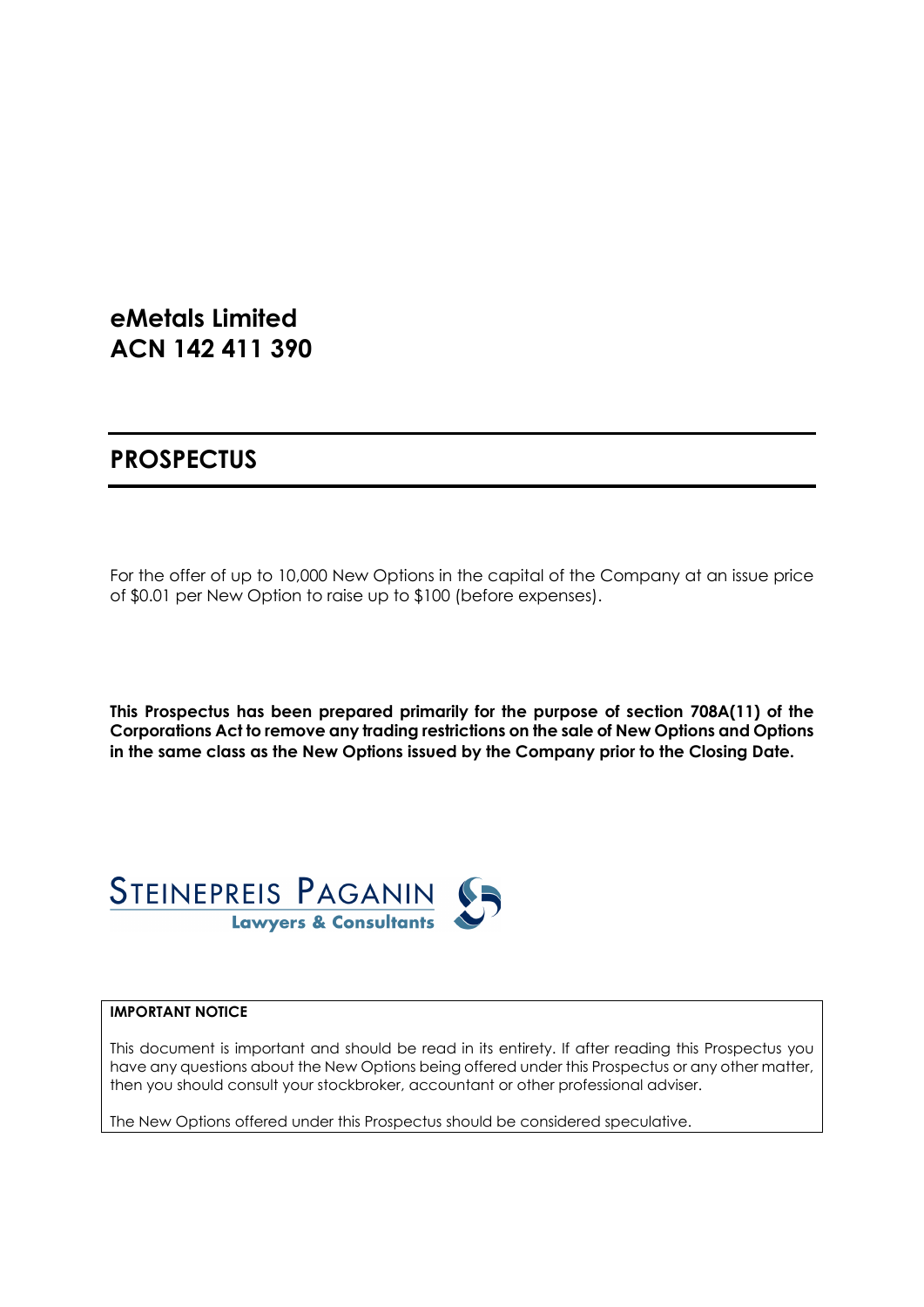# eMetals Limited
# ACN 142 411 390

## PROSPECTUS

For the offer of up to 10,000 New Options in the capital of the Company at an issue price of $0.01 per New Option to raise up to $100 (before expenses).

**This Prospectus has been prepared primarily for the purpose of section 708A(11) of the Corporations Act to remove any trading restrictions on the sale of New Options and Options in the same class as the New Options issued by the Company prior to the Closing Date.**

STEINEPREIS PAGANIN
Lawyers & Consultants

**IMPORTANT NOTICE**

This document is important and should be read in its entirety. If after reading this Prospectus you have any questions about the New Options being offered under this Prospectus or any other matter, then you should consult your stockbroker, accountant or other professional adviser.

The New Options offered under this Prospectus should be considered speculative.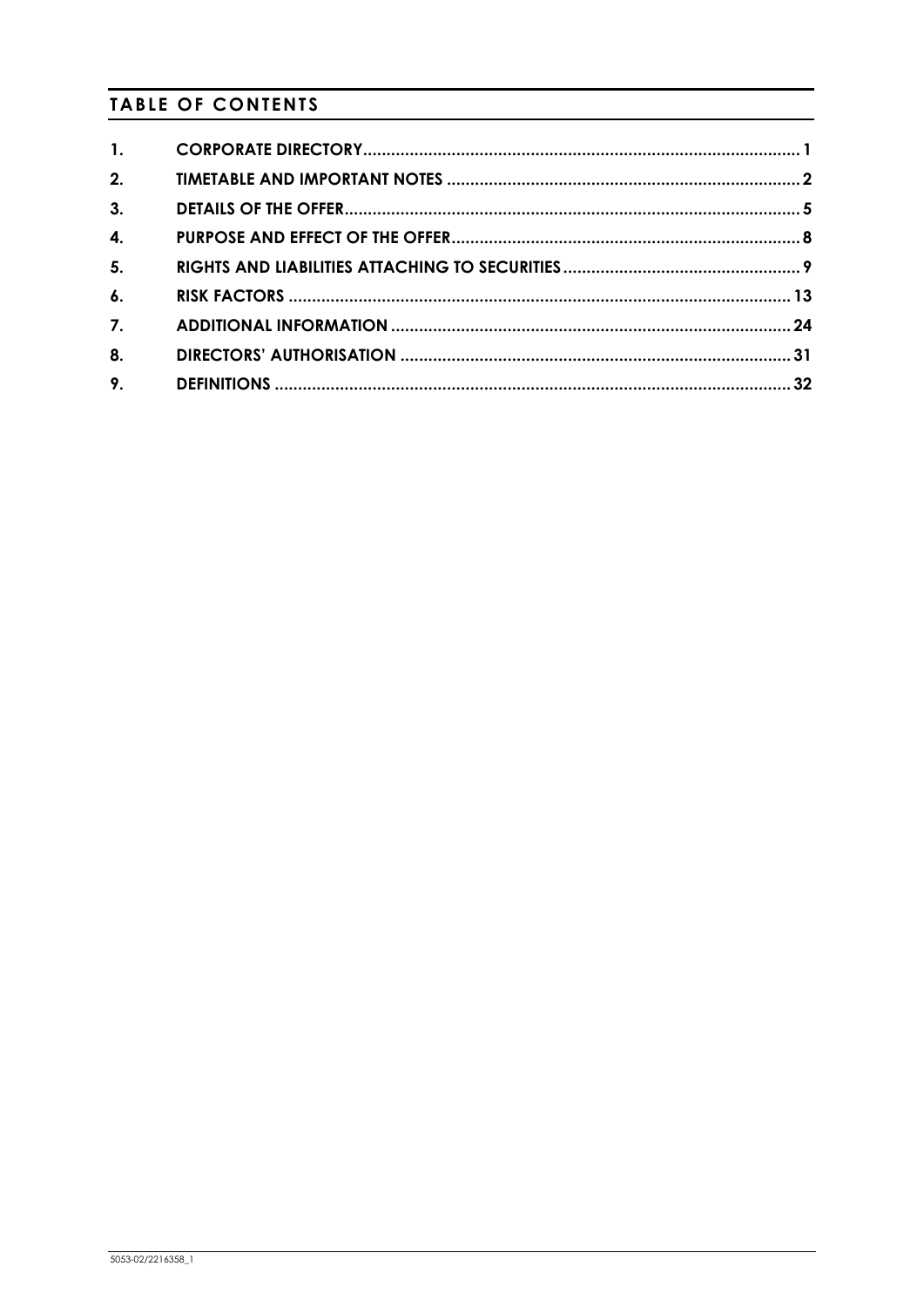## TABLE OF CONTENTS

| | | |
|---|---|---|
| **1.** | **CORPORATE DIRECTORY** | **1** |
| **2.** | **TIMETABLE AND IMPORTANT NOTES** | **2** |
| **3.** | **DETAILS OF THE OFFER** | **5** |
| **4.** | **PURPOSE AND EFFECT OF THE OFFER** | **8** |
| **5.** | **RIGHTS AND LIABILITIES ATTACHING TO SECURITIES** | **9** |
| **6.** | **RISK FACTORS** | **13** |
| **7.** | **ADDITIONAL INFORMATION** | **24** |
| **8.** | **DIRECTORS' AUTHORISATION** | **31** |
| **9.** | **DEFINITIONS** | **32** |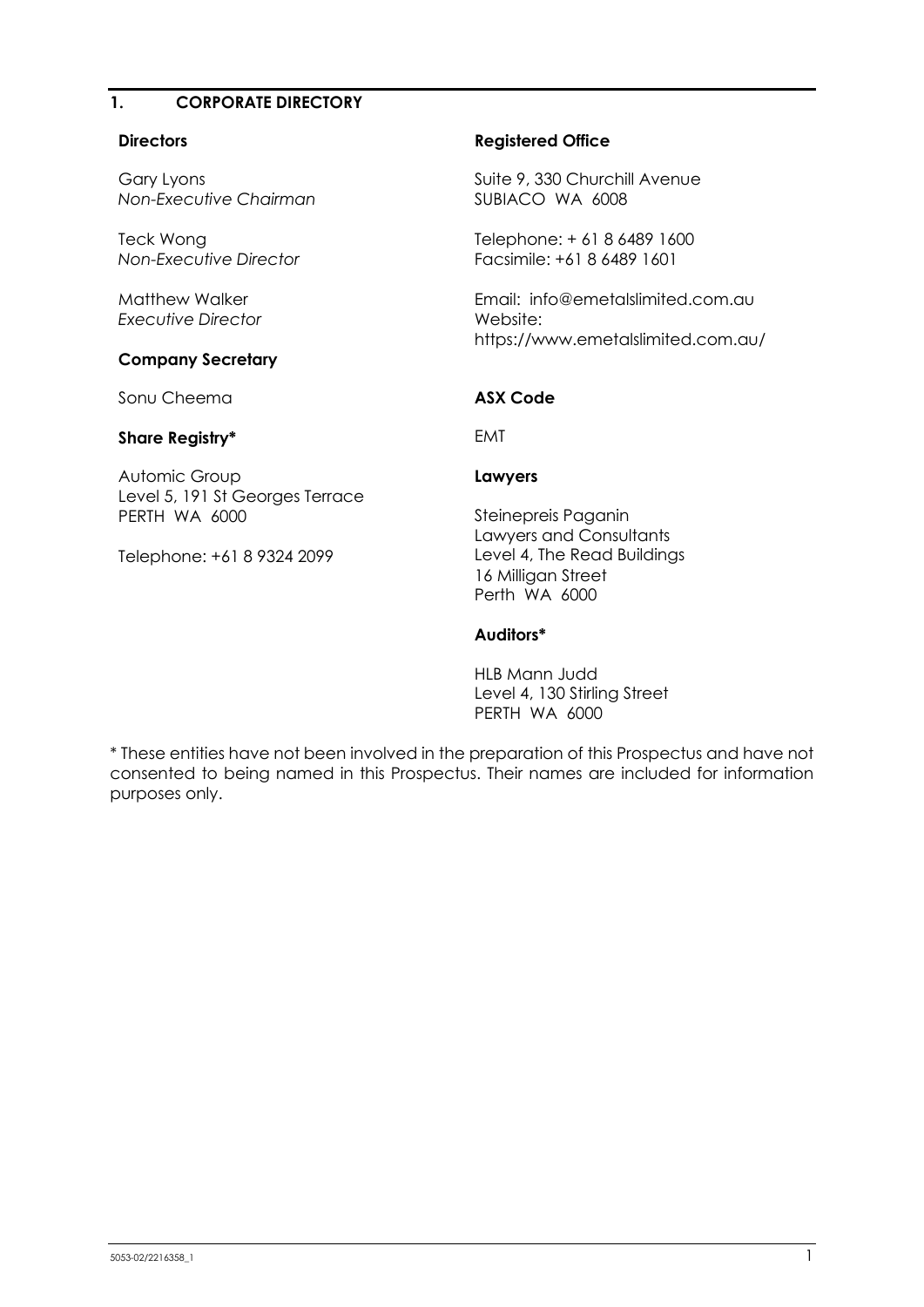# 1. CORPORATE DIRECTORY

**Directors**

Gary Lyons
*Non-Executive Chairman*

Teck Wong
*Non-Executive Director*

Matthew Walker
*Executive Director*

**Company Secretary**

Sonu Cheema

**Share Registry***

Automic Group
Level 5, 191 St Georges Terrace
PERTH WA 6000

Telephone: +61 8 9324 2099

**Registered Office**

Suite 9, 330 Churchill Avenue
SUBIACO WA 6008

Telephone: + 61 8 6489 1600
Facsimile: +61 8 6489 1601

Email: info@emetalslimited.com.au
Website:
https://www.emetalslimited.com.au/

**ASX Code**

EMT

**Lawyers**

Steinepreis Paganin
Lawyers and Consultants
Level 4, The Read Buildings
16 Milligan Street
Perth WA 6000

**Auditors***

HLB Mann Judd
Level 4, 130 Stirling Street
PERTH WA 6000

* These entities have not been involved in the preparation of this Prospectus and have not consented to being named in this Prospectus. Their names are included for information purposes only.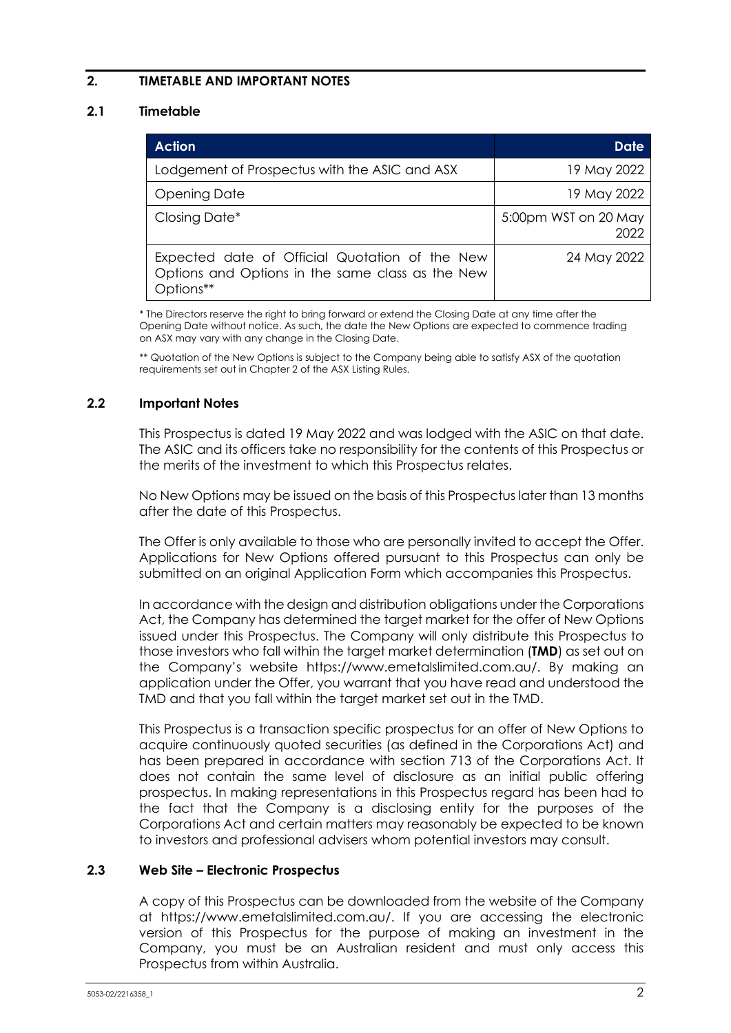## 2. TIMETABLE AND IMPORTANT NOTES

### 2.1 Timetable

| Action | Date |
|---|---|
| Lodgement of Prospectus with the ASIC and ASX | 19 May 2022 |
| Opening Date | 19 May 2022 |
| Closing Date* | 5:00pm WST on 20 May 2022 |
| Expected date of Official Quotation of the New Options and Options in the same class as the New Options** | 24 May 2022 |

* The Directors reserve the right to bring forward or extend the Closing Date at any time after the Opening Date without notice. As such, the date the New Options are expected to commence trading on ASX may vary with any change in the Closing Date.

** Quotation of the New Options is subject to the Company being able to satisfy ASX of the quotation requirements set out in Chapter 2 of the ASX Listing Rules.

### 2.2 Important Notes

This Prospectus is dated 19 May 2022 and was lodged with the ASIC on that date. The ASIC and its officers take no responsibility for the contents of this Prospectus or the merits of the investment to which this Prospectus relates.

No New Options may be issued on the basis of this Prospectus later than 13 months after the date of this Prospectus.

The Offer is only available to those who are personally invited to accept the Offer. Applications for New Options offered pursuant to this Prospectus can only be submitted on an original Application Form which accompanies this Prospectus.

In accordance with the design and distribution obligations under the Corporations Act, the Company has determined the target market for the offer of New Options issued under this Prospectus. The Company will only distribute this Prospectus to those investors who fall within the target market determination (**TMD**) as set out on the Company's website https://www.emetalslimited.com.au/. By making an application under the Offer, you warrant that you have read and understood the TMD and that you fall within the target market set out in the TMD.

This Prospectus is a transaction specific prospectus for an offer of New Options to acquire continuously quoted securities (as defined in the Corporations Act) and has been prepared in accordance with section 713 of the Corporations Act. It does not contain the same level of disclosure as an initial public offering prospectus. In making representations in this Prospectus regard has been had to the fact that the Company is a disclosing entity for the purposes of the Corporations Act and certain matters may reasonably be expected to be known to investors and professional advisers whom potential investors may consult.

### 2.3 Web Site – Electronic Prospectus

A copy of this Prospectus can be downloaded from the website of the Company at https://www.emetalslimited.com.au/. If you are accessing the electronic version of this Prospectus for the purpose of making an investment in the Company, you must be an Australian resident and must only access this Prospectus from within Australia.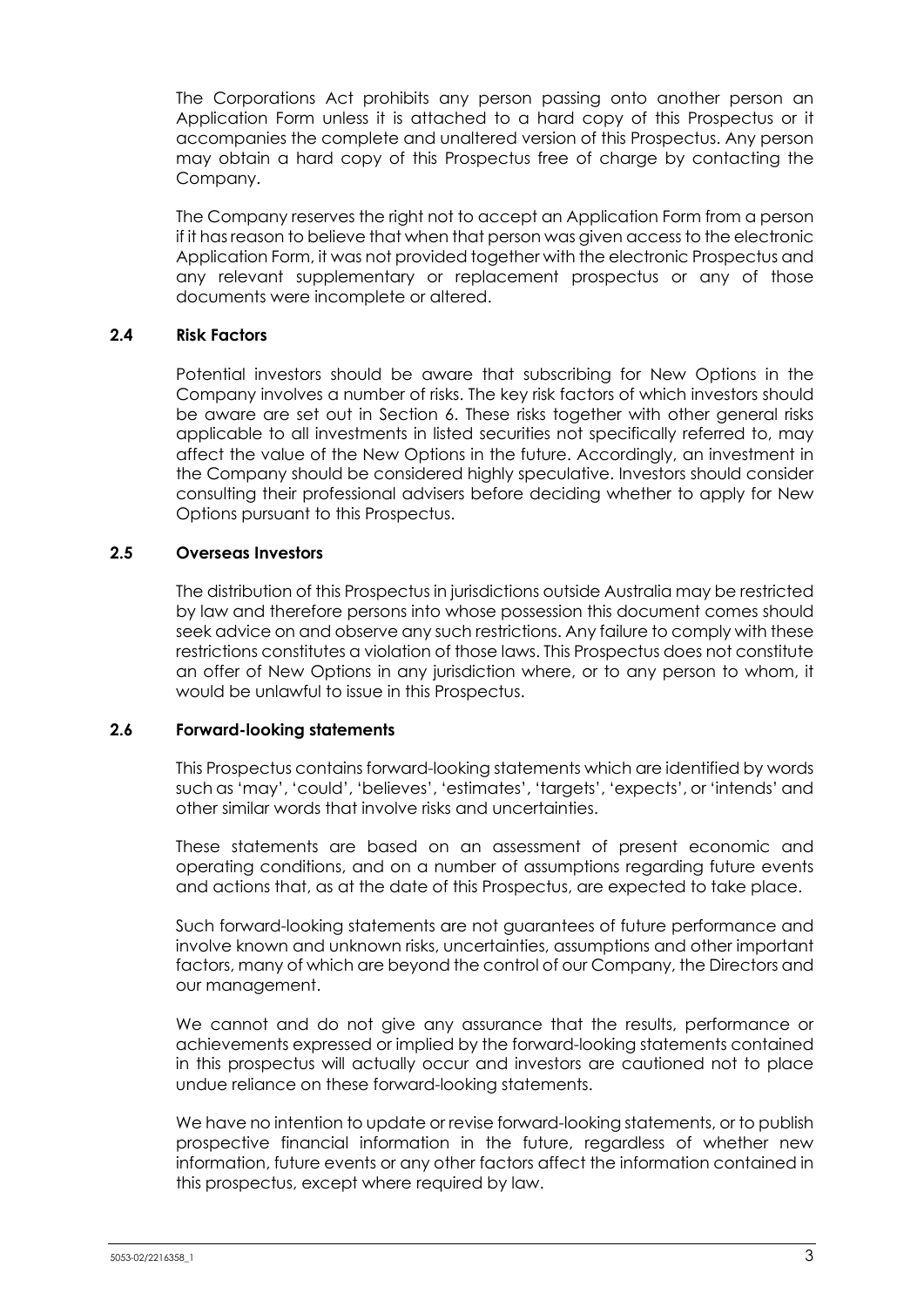The Corporations Act prohibits any person passing onto another person an Application Form unless it is attached to a hard copy of this Prospectus or it accompanies the complete and unaltered version of this Prospectus. Any person may obtain a hard copy of this Prospectus free of charge by contacting the Company.

The Company reserves the right not to accept an Application Form from a person if it has reason to believe that when that person was given access to the electronic Application Form, it was not provided together with the electronic Prospectus and any relevant supplementary or replacement prospectus or any of those documents were incomplete or altered.

### 2.4 Risk Factors

Potential investors should be aware that subscribing for New Options in the Company involves a number of risks. The key risk factors of which investors should be aware are set out in Section 6. These risks together with other general risks applicable to all investments in listed securities not specifically referred to, may affect the value of the New Options in the future. Accordingly, an investment in the Company should be considered highly speculative. Investors should consider consulting their professional advisers before deciding whether to apply for New Options pursuant to this Prospectus.

### 2.5 Overseas Investors

The distribution of this Prospectus in jurisdictions outside Australia may be restricted by law and therefore persons into whose possession this document comes should seek advice on and observe any such restrictions. Any failure to comply with these restrictions constitutes a violation of those laws. This Prospectus does not constitute an offer of New Options in any jurisdiction where, or to any person to whom, it would be unlawful to issue in this Prospectus.

### 2.6 Forward-looking statements

This Prospectus contains forward-looking statements which are identified by words such as 'may', 'could', 'believes', 'estimates', 'targets', 'expects', or 'intends' and other similar words that involve risks and uncertainties.

These statements are based on an assessment of present economic and operating conditions, and on a number of assumptions regarding future events and actions that, as at the date of this Prospectus, are expected to take place.

Such forward-looking statements are not guarantees of future performance and involve known and unknown risks, uncertainties, assumptions and other important factors, many of which are beyond the control of our Company, the Directors and our management.

We cannot and do not give any assurance that the results, performance or achievements expressed or implied by the forward-looking statements contained in this prospectus will actually occur and investors are cautioned not to place undue reliance on these forward-looking statements.

We have no intention to update or revise forward-looking statements, or to publish prospective financial information in the future, regardless of whether new information, future events or any other factors affect the information contained in this prospectus, except where required by law.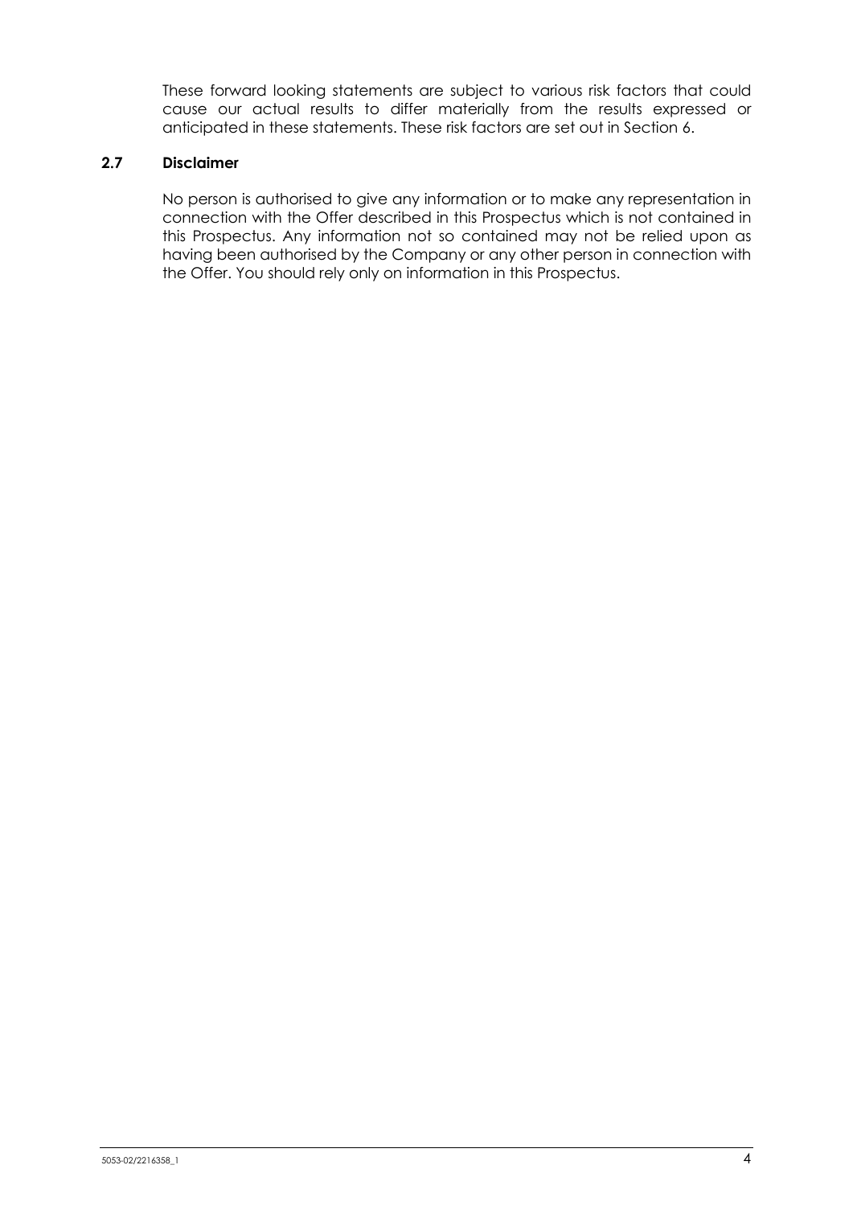These forward looking statements are subject to various risk factors that could cause our actual results to differ materially from the results expressed or anticipated in these statements. These risk factors are set out in Section 6.

### 2.7 Disclaimer

No person is authorised to give any information or to make any representation in connection with the Offer described in this Prospectus which is not contained in this Prospectus. Any information not so contained may not be relied upon as having been authorised by the Company or any other person in connection with the Offer. You should rely only on information in this Prospectus.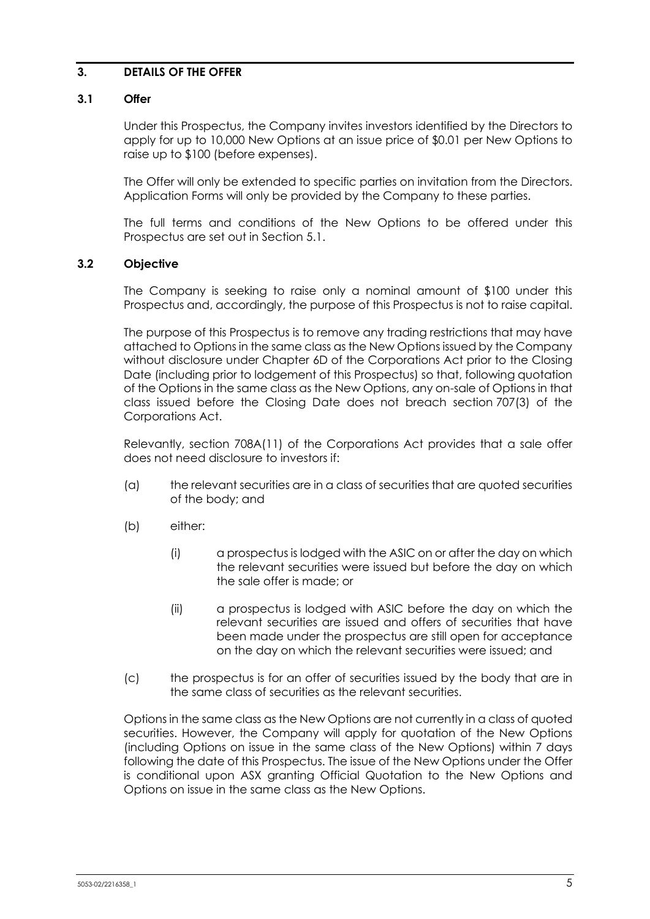## 3. DETAILS OF THE OFFER

### 3.1 Offer

Under this Prospectus, the Company invites investors identified by the Directors to apply for up to 10,000 New Options at an issue price of $0.01 per New Options to raise up to $100 (before expenses).

The Offer will only be extended to specific parties on invitation from the Directors. Application Forms will only be provided by the Company to these parties.

The full terms and conditions of the New Options to be offered under this Prospectus are set out in Section 5.1.

### 3.2 Objective

The Company is seeking to raise only a nominal amount of $100 under this Prospectus and, accordingly, the purpose of this Prospectus is not to raise capital.

The purpose of this Prospectus is to remove any trading restrictions that may have attached to Options in the same class as the New Options issued by the Company without disclosure under Chapter 6D of the Corporations Act prior to the Closing Date (including prior to lodgement of this Prospectus) so that, following quotation of the Options in the same class as the New Options, any on-sale of Options in that class issued before the Closing Date does not breach section 707(3) of the Corporations Act.

Relevantly, section 708A(11) of the Corporations Act provides that a sale offer does not need disclosure to investors if:

(a) the relevant securities are in a class of securities that are quoted securities of the body; and

(b) either:

   (i) a prospectus is lodged with the ASIC on or after the day on which the relevant securities were issued but before the day on which the sale offer is made; or

   (ii) a prospectus is lodged with ASIC before the day on which the relevant securities are issued and offers of securities that have been made under the prospectus are still open for acceptance on the day on which the relevant securities were issued; and

(c) the prospectus is for an offer of securities issued by the body that are in the same class of securities as the relevant securities.

Options in the same class as the New Options are not currently in a class of quoted securities. However, the Company will apply for quotation of the New Options (including Options on issue in the same class of the New Options) within 7 days following the date of this Prospectus. The issue of the New Options under the Offer is conditional upon ASX granting Official Quotation to the New Options and Options on issue in the same class as the New Options.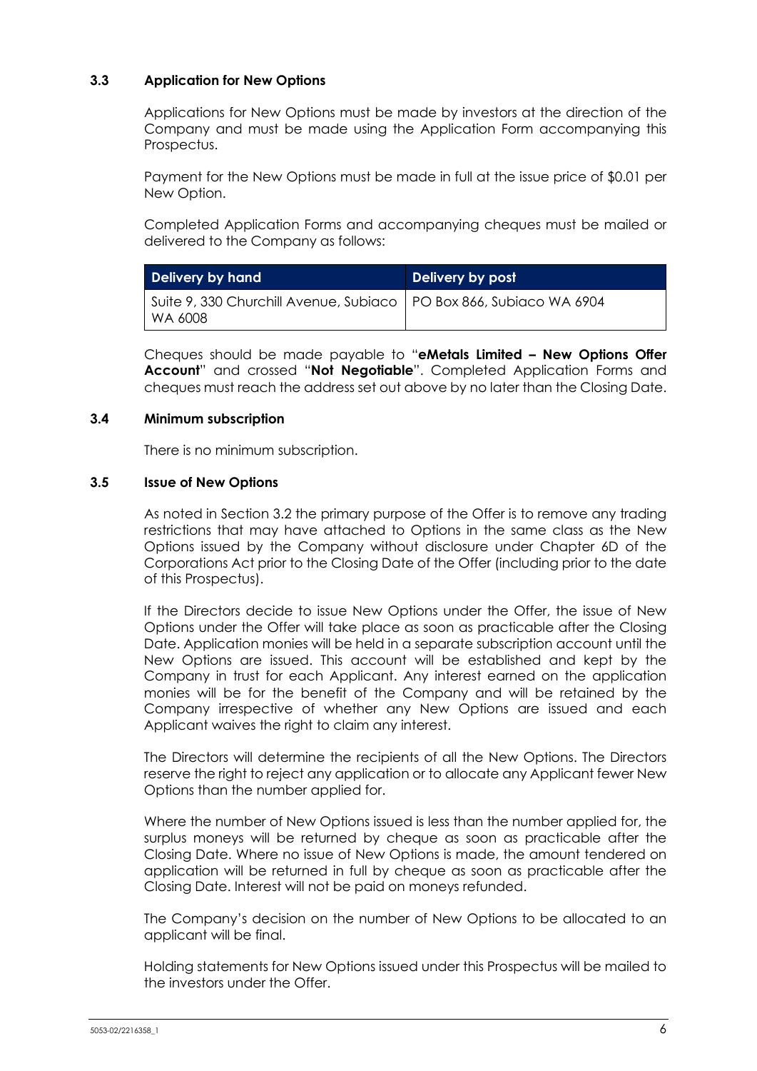### 3.3 Application for New Options

Applications for New Options must be made by investors at the direction of the Company and must be made using the Application Form accompanying this Prospectus.

Payment for the New Options must be made in full at the issue price of $0.01 per New Option.

Completed Application Forms and accompanying cheques must be mailed or delivered to the Company as follows:

| Delivery by hand | Delivery by post |
|---|---|
| Suite 9, 330 Churchill Avenue, Subiaco WA 6008 | PO Box 866, Subiaco WA 6904 |

Cheques should be made payable to "**eMetals Limited – New Options Offer Account**" and crossed "**Not Negotiable**". Completed Application Forms and cheques must reach the address set out above by no later than the Closing Date.

### 3.4 Minimum subscription

There is no minimum subscription.

### 3.5 Issue of New Options

As noted in Section 3.2 the primary purpose of the Offer is to remove any trading restrictions that may have attached to Options in the same class as the New Options issued by the Company without disclosure under Chapter 6D of the Corporations Act prior to the Closing Date of the Offer (including prior to the date of this Prospectus).

If the Directors decide to issue New Options under the Offer, the issue of New Options under the Offer will take place as soon as practicable after the Closing Date. Application monies will be held in a separate subscription account until the New Options are issued. This account will be established and kept by the Company in trust for each Applicant. Any interest earned on the application monies will be for the benefit of the Company and will be retained by the Company irrespective of whether any New Options are issued and each Applicant waives the right to claim any interest.

The Directors will determine the recipients of all the New Options. The Directors reserve the right to reject any application or to allocate any Applicant fewer New Options than the number applied for.

Where the number of New Options issued is less than the number applied for, the surplus moneys will be returned by cheque as soon as practicable after the Closing Date. Where no issue of New Options is made, the amount tendered on application will be returned in full by cheque as soon as practicable after the Closing Date. Interest will not be paid on moneys refunded.

The Company's decision on the number of New Options to be allocated to an applicant will be final.

Holding statements for New Options issued under this Prospectus will be mailed to the investors under the Offer.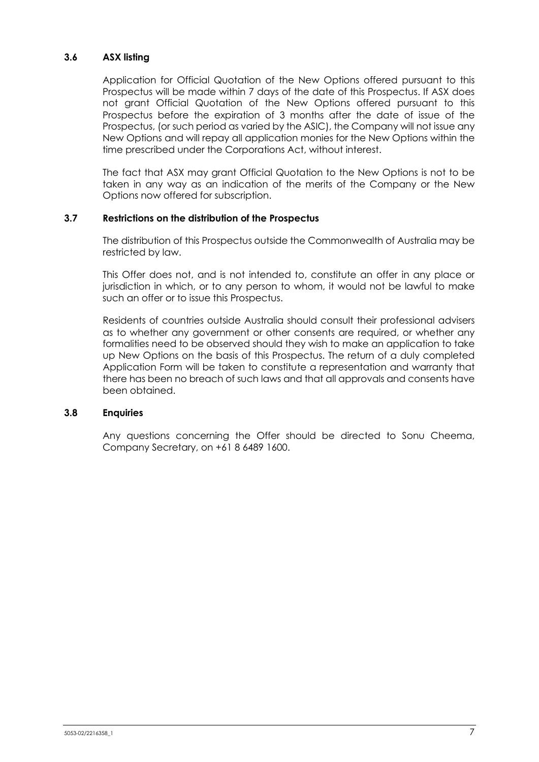### 3.6 ASX listing

Application for Official Quotation of the New Options offered pursuant to this Prospectus will be made within 7 days of the date of this Prospectus. If ASX does not grant Official Quotation of the New Options offered pursuant to this Prospectus before the expiration of 3 months after the date of issue of the Prospectus, (or such period as varied by the ASIC), the Company will not issue any New Options and will repay all application monies for the New Options within the time prescribed under the Corporations Act, without interest.

The fact that ASX may grant Official Quotation to the New Options is not to be taken in any way as an indication of the merits of the Company or the New Options now offered for subscription.

### 3.7 Restrictions on the distribution of the Prospectus

The distribution of this Prospectus outside the Commonwealth of Australia may be restricted by law.

This Offer does not, and is not intended to, constitute an offer in any place or jurisdiction in which, or to any person to whom, it would not be lawful to make such an offer or to issue this Prospectus.

Residents of countries outside Australia should consult their professional advisers as to whether any government or other consents are required, or whether any formalities need to be observed should they wish to make an application to take up New Options on the basis of this Prospectus. The return of a duly completed Application Form will be taken to constitute a representation and warranty that there has been no breach of such laws and that all approvals and consents have been obtained.

### 3.8 Enquiries

Any questions concerning the Offer should be directed to Sonu Cheema, Company Secretary, on +61 8 6489 1600.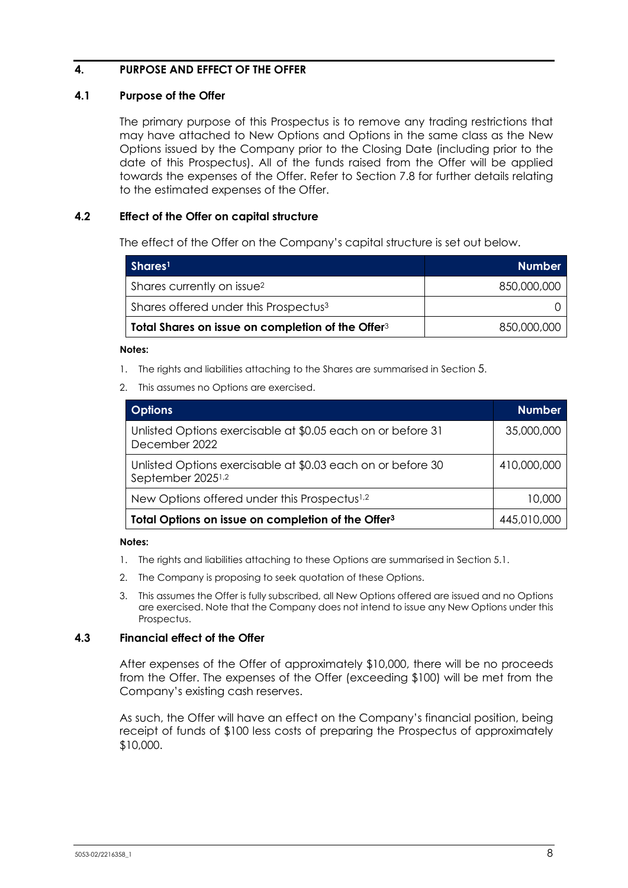## 4. PURPOSE AND EFFECT OF THE OFFER

### 4.1 Purpose of the Offer

The primary purpose of this Prospectus is to remove any trading restrictions that may have attached to New Options and Options in the same class as the New Options issued by the Company prior to the Closing Date (including prior to the date of this Prospectus). All of the funds raised from the Offer will be applied towards the expenses of the Offer. Refer to Section 7.8 for further details relating to the estimated expenses of the Offer.

### 4.2 Effect of the Offer on capital structure

The effect of the Offer on the Company's capital structure is set out below.

| Shares[1] | Number |
|---|---|
| Shares currently on issue[2] | 850,000,000 |
| Shares offered under this Prospectus[3] | 0 |
| **Total Shares on issue on completion of the Offer**[3] | 850,000,000 |

**Notes:**

1. The rights and liabilities attaching to the Shares are summarised in Section 5.
2. This assumes no Options are exercised.

| Options | Number |
|---|---|
| Unlisted Options exercisable at $0.05 each on or before 31 December 2022 | 35,000,000 |
| Unlisted Options exercisable at $0.03 each on or before 30 September 2025[1,2] | 410,000,000 |
| New Options offered under this Prospectus[1,2] | 10,000 |
| **Total Options on issue on completion of the Offer[3]** | 445,010,000 |

**Notes:**

1. The rights and liabilities attaching to these Options are summarised in Section 5.1.
2. The Company is proposing to seek quotation of these Options.
3. This assumes the Offer is fully subscribed, all New Options offered are issued and no Options are exercised. Note that the Company does not intend to issue any New Options under this Prospectus.

### 4.3 Financial effect of the Offer

After expenses of the Offer of approximately $10,000, there will be no proceeds from the Offer. The expenses of the Offer (exceeding $100) will be met from the Company's existing cash reserves.

As such, the Offer will have an effect on the Company's financial position, being receipt of funds of $100 less costs of preparing the Prospectus of approximately $10,000.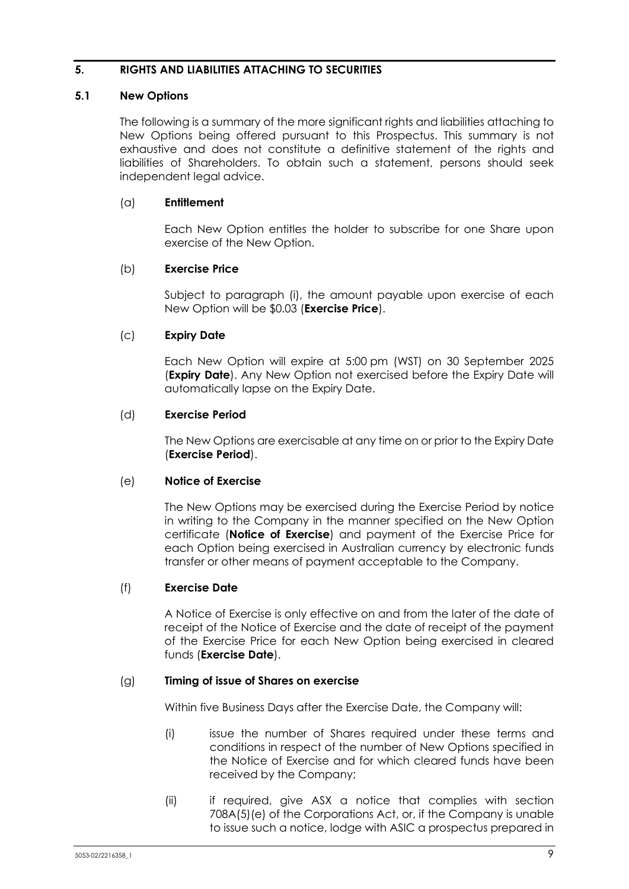## 5. RIGHTS AND LIABILITIES ATTACHING TO SECURITIES

### 5.1 New Options

The following is a summary of the more significant rights and liabilities attaching to New Options being offered pursuant to this Prospectus. This summary is not exhaustive and does not constitute a definitive statement of the rights and liabilities of Shareholders. To obtain such a statement, persons should seek independent legal advice.

(a) **Entitlement**

Each New Option entitles the holder to subscribe for one Share upon exercise of the New Option.

(b) **Exercise Price**

Subject to paragraph (i), the amount payable upon exercise of each New Option will be $0.03 (**Exercise Price**).

(c) **Expiry Date**

Each New Option will expire at 5:00 pm (WST) on 30 September 2025 (**Expiry Date**). Any New Option not exercised before the Expiry Date will automatically lapse on the Expiry Date.

(d) **Exercise Period**

The New Options are exercisable at any time on or prior to the Expiry Date (**Exercise Period**).

(e) **Notice of Exercise**

The New Options may be exercised during the Exercise Period by notice in writing to the Company in the manner specified on the New Option certificate (**Notice of Exercise**) and payment of the Exercise Price for each Option being exercised in Australian currency by electronic funds transfer or other means of payment acceptable to the Company.

(f) **Exercise Date**

A Notice of Exercise is only effective on and from the later of the date of receipt of the Notice of Exercise and the date of receipt of the payment of the Exercise Price for each New Option being exercised in cleared funds (**Exercise Date**).

(g) **Timing of issue of Shares on exercise**

Within five Business Days after the Exercise Date, the Company will:

(i) issue the number of Shares required under these terms and conditions in respect of the number of New Options specified in the Notice of Exercise and for which cleared funds have been received by the Company;

(ii) if required, give ASX a notice that complies with section 708A(5)(e) of the Corporations Act, or, if the Company is unable to issue such a notice, lodge with ASIC a prospectus prepared in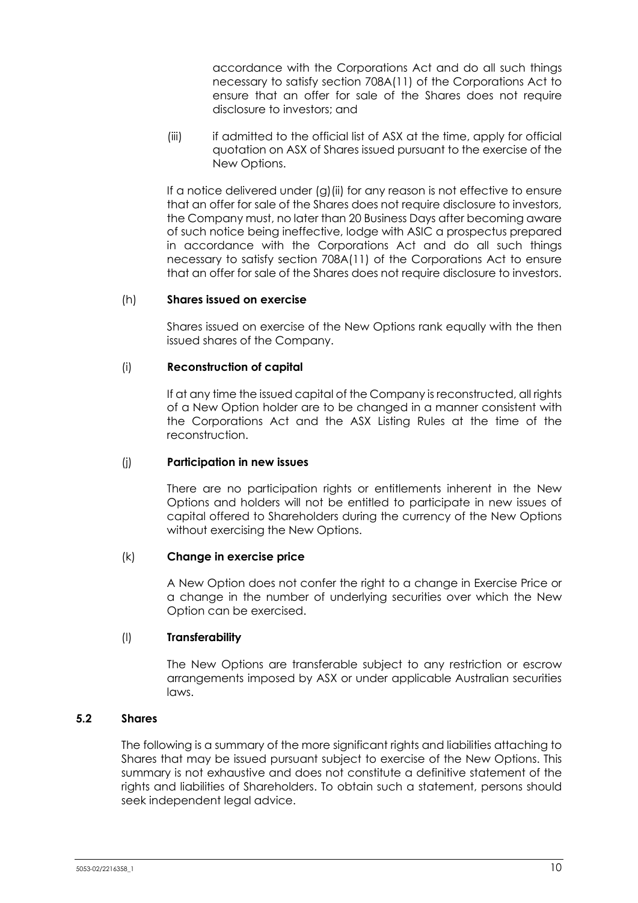accordance with the Corporations Act and do all such things necessary to satisfy section 708A(11) of the Corporations Act to ensure that an offer for sale of the Shares does not require disclosure to investors; and

(iii) if admitted to the official list of ASX at the time, apply for official quotation on ASX of Shares issued pursuant to the exercise of the New Options.

If a notice delivered under (g)(ii) for any reason is not effective to ensure that an offer for sale of the Shares does not require disclosure to investors, the Company must, no later than 20 Business Days after becoming aware of such notice being ineffective, lodge with ASIC a prospectus prepared in accordance with the Corporations Act and do all such things necessary to satisfy section 708A(11) of the Corporations Act to ensure that an offer for sale of the Shares does not require disclosure to investors.

(h) **Shares issued on exercise**

Shares issued on exercise of the New Options rank equally with the then issued shares of the Company.

(i) **Reconstruction of capital**

If at any time the issued capital of the Company is reconstructed, all rights of a New Option holder are to be changed in a manner consistent with the Corporations Act and the ASX Listing Rules at the time of the reconstruction.

(j) **Participation in new issues**

There are no participation rights or entitlements inherent in the New Options and holders will not be entitled to participate in new issues of capital offered to Shareholders during the currency of the New Options without exercising the New Options.

(k) **Change in exercise price**

A New Option does not confer the right to a change in Exercise Price or a change in the number of underlying securities over which the New Option can be exercised.

(l) **Transferability**

The New Options are transferable subject to any restriction or escrow arrangements imposed by ASX or under applicable Australian securities laws.

### 5.2 Shares

The following is a summary of the more significant rights and liabilities attaching to Shares that may be issued pursuant subject to exercise of the New Options. This summary is not exhaustive and does not constitute a definitive statement of the rights and liabilities of Shareholders. To obtain such a statement, persons should seek independent legal advice.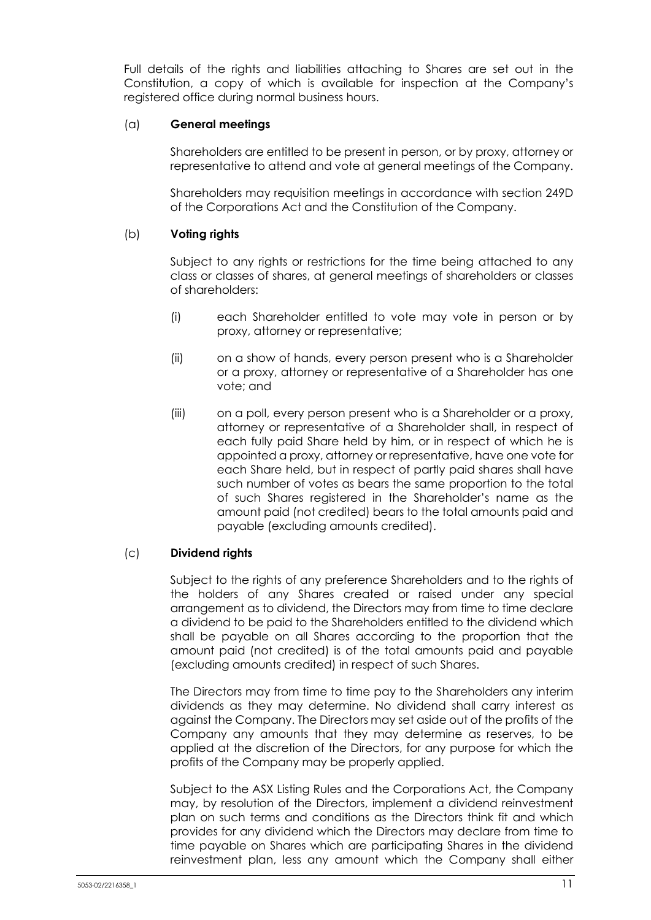Full details of the rights and liabilities attaching to Shares are set out in the Constitution, a copy of which is available for inspection at the Company's registered office during normal business hours.

(a) **General meetings**

Shareholders are entitled to be present in person, or by proxy, attorney or representative to attend and vote at general meetings of the Company.

Shareholders may requisition meetings in accordance with section 249D of the Corporations Act and the Constitution of the Company.

(b) **Voting rights**

Subject to any rights or restrictions for the time being attached to any class or classes of shares, at general meetings of shareholders or classes of shareholders:

(i) each Shareholder entitled to vote may vote in person or by proxy, attorney or representative;

(ii) on a show of hands, every person present who is a Shareholder or a proxy, attorney or representative of a Shareholder has one vote; and

(iii) on a poll, every person present who is a Shareholder or a proxy, attorney or representative of a Shareholder shall, in respect of each fully paid Share held by him, or in respect of which he is appointed a proxy, attorney or representative, have one vote for each Share held, but in respect of partly paid shares shall have such number of votes as bears the same proportion to the total of such Shares registered in the Shareholder's name as the amount paid (not credited) bears to the total amounts paid and payable (excluding amounts credited).

(c) **Dividend rights**

Subject to the rights of any preference Shareholders and to the rights of the holders of any Shares created or raised under any special arrangement as to dividend, the Directors may from time to time declare a dividend to be paid to the Shareholders entitled to the dividend which shall be payable on all Shares according to the proportion that the amount paid (not credited) is of the total amounts paid and payable (excluding amounts credited) in respect of such Shares.

The Directors may from time to time pay to the Shareholders any interim dividends as they may determine. No dividend shall carry interest as against the Company. The Directors may set aside out of the profits of the Company any amounts that they may determine as reserves, to be applied at the discretion of the Directors, for any purpose for which the profits of the Company may be properly applied.

Subject to the ASX Listing Rules and the Corporations Act, the Company may, by resolution of the Directors, implement a dividend reinvestment plan on such terms and conditions as the Directors think fit and which provides for any dividend which the Directors may declare from time to time payable on Shares which are participating Shares in the dividend reinvestment plan, less any amount which the Company shall either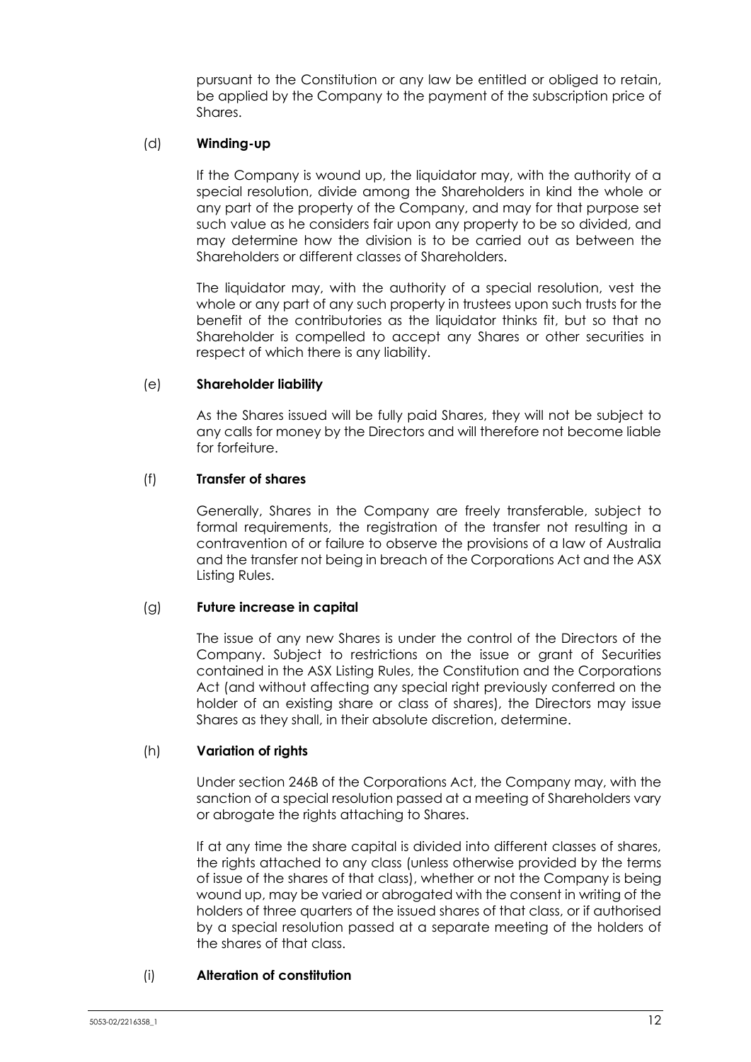pursuant to the Constitution or any law be entitled or obliged to retain, be applied by the Company to the payment of the subscription price of Shares.

(d) **Winding-up**

If the Company is wound up, the liquidator may, with the authority of a special resolution, divide among the Shareholders in kind the whole or any part of the property of the Company, and may for that purpose set such value as he considers fair upon any property to be so divided, and may determine how the division is to be carried out as between the Shareholders or different classes of Shareholders.

The liquidator may, with the authority of a special resolution, vest the whole or any part of any such property in trustees upon such trusts for the benefit of the contributories as the liquidator thinks fit, but so that no Shareholder is compelled to accept any Shares or other securities in respect of which there is any liability.

(e) **Shareholder liability**

As the Shares issued will be fully paid Shares, they will not be subject to any calls for money by the Directors and will therefore not become liable for forfeiture.

(f) **Transfer of shares**

Generally, Shares in the Company are freely transferable, subject to formal requirements, the registration of the transfer not resulting in a contravention of or failure to observe the provisions of a law of Australia and the transfer not being in breach of the Corporations Act and the ASX Listing Rules.

(g) **Future increase in capital**

The issue of any new Shares is under the control of the Directors of the Company. Subject to restrictions on the issue or grant of Securities contained in the ASX Listing Rules, the Constitution and the Corporations Act (and without affecting any special right previously conferred on the holder of an existing share or class of shares), the Directors may issue Shares as they shall, in their absolute discretion, determine.

(h) **Variation of rights**

Under section 246B of the Corporations Act, the Company may, with the sanction of a special resolution passed at a meeting of Shareholders vary or abrogate the rights attaching to Shares.

If at any time the share capital is divided into different classes of shares, the rights attached to any class (unless otherwise provided by the terms of issue of the shares of that class), whether or not the Company is being wound up, may be varied or abrogated with the consent in writing of the holders of three quarters of the issued shares of that class, or if authorised by a special resolution passed at a separate meeting of the holders of the shares of that class.

(i) **Alteration of constitution**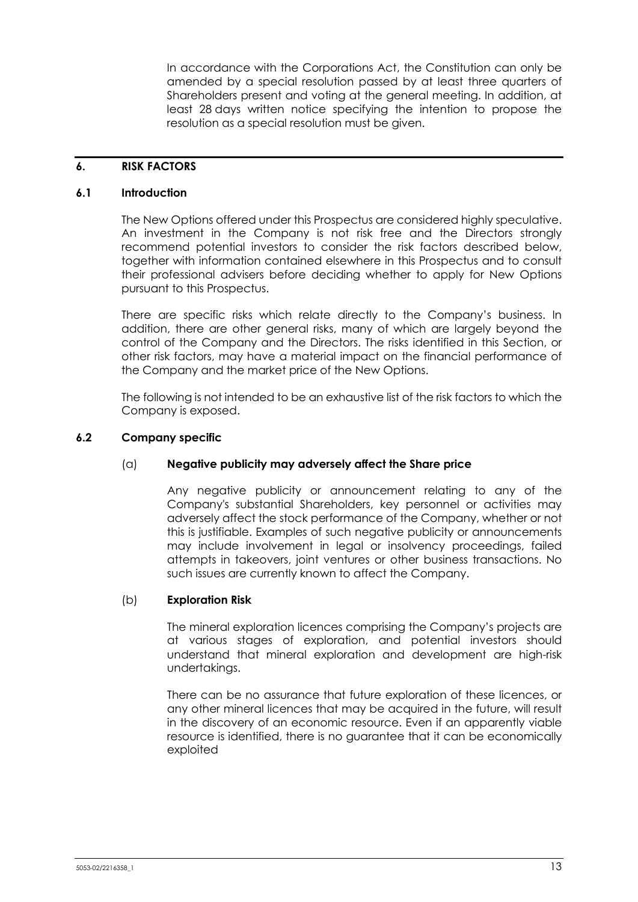In accordance with the Corporations Act, the Constitution can only be amended by a special resolution passed by at least three quarters of Shareholders present and voting at the general meeting. In addition, at least 28 days written notice specifying the intention to propose the resolution as a special resolution must be given.

## 6. RISK FACTORS

### 6.1 Introduction

The New Options offered under this Prospectus are considered highly speculative. An investment in the Company is not risk free and the Directors strongly recommend potential investors to consider the risk factors described below, together with information contained elsewhere in this Prospectus and to consult their professional advisers before deciding whether to apply for New Options pursuant to this Prospectus.

There are specific risks which relate directly to the Company's business. In addition, there are other general risks, many of which are largely beyond the control of the Company and the Directors. The risks identified in this Section, or other risk factors, may have a material impact on the financial performance of the Company and the market price of the New Options.

The following is not intended to be an exhaustive list of the risk factors to which the Company is exposed.

### 6.2 Company specific

(a) **Negative publicity may adversely affect the Share price**

Any negative publicity or announcement relating to any of the Company's substantial Shareholders, key personnel or activities may adversely affect the stock performance of the Company, whether or not this is justifiable. Examples of such negative publicity or announcements may include involvement in legal or insolvency proceedings, failed attempts in takeovers, joint ventures or other business transactions. No such issues are currently known to affect the Company.

(b) **Exploration Risk**

The mineral exploration licences comprising the Company's projects are at various stages of exploration, and potential investors should understand that mineral exploration and development are high-risk undertakings.

There can be no assurance that future exploration of these licences, or any other mineral licences that may be acquired in the future, will result in the discovery of an economic resource. Even if an apparently viable resource is identified, there is no guarantee that it can be economically exploited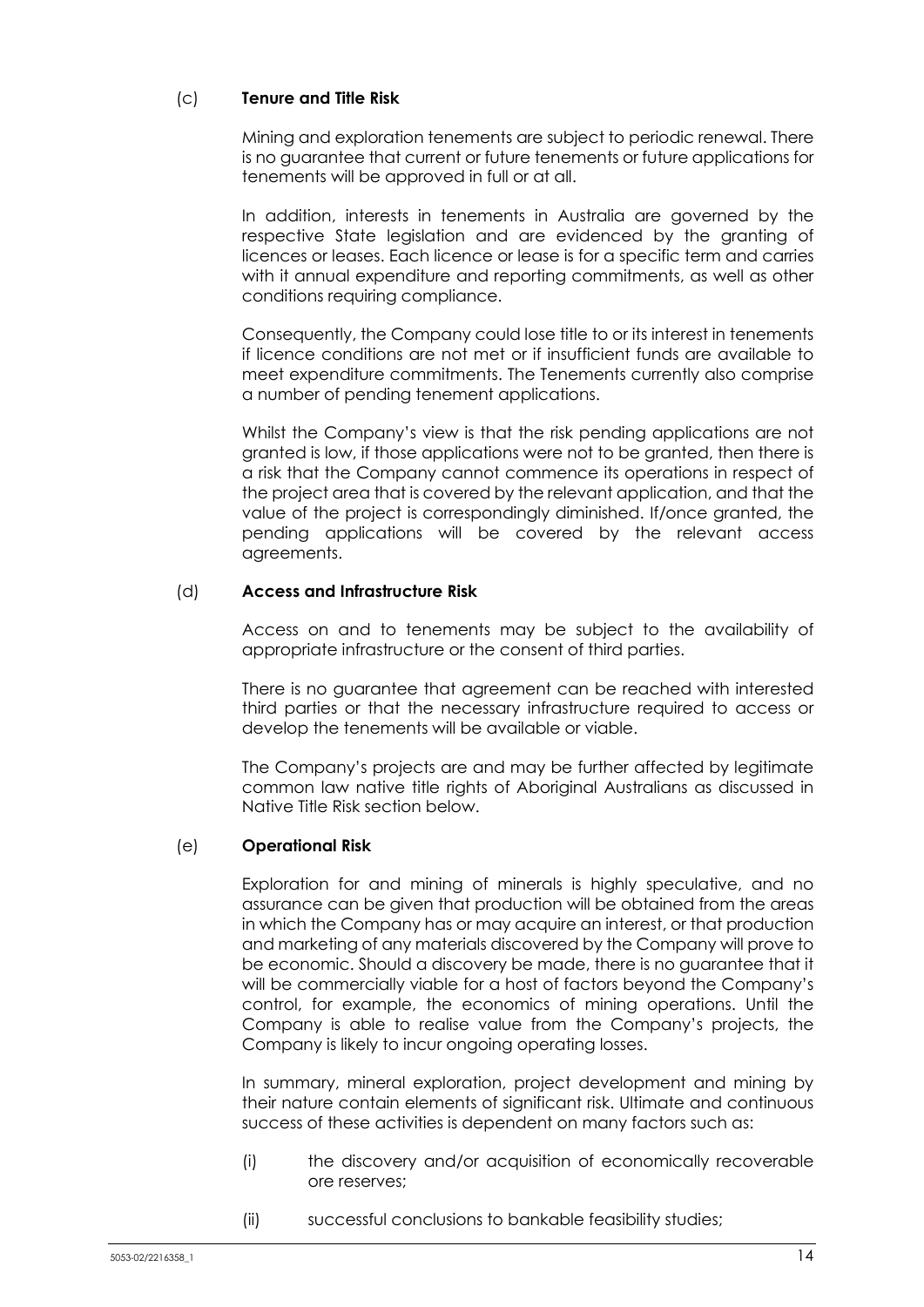### (c) **Tenure and Title Risk**

Mining and exploration tenements are subject to periodic renewal. There is no guarantee that current or future tenements or future applications for tenements will be approved in full or at all.

In addition, interests in tenements in Australia are governed by the respective State legislation and are evidenced by the granting of licences or leases. Each licence or lease is for a specific term and carries with it annual expenditure and reporting commitments, as well as other conditions requiring compliance.

Consequently, the Company could lose title to or its interest in tenements if licence conditions are not met or if insufficient funds are available to meet expenditure commitments. The Tenements currently also comprise a number of pending tenement applications.

Whilst the Company's view is that the risk pending applications are not granted is low, if those applications were not to be granted, then there is a risk that the Company cannot commence its operations in respect of the project area that is covered by the relevant application, and that the value of the project is correspondingly diminished. If/once granted, the pending applications will be covered by the relevant access agreements.

### (d) **Access and Infrastructure Risk**

Access on and to tenements may be subject to the availability of appropriate infrastructure or the consent of third parties.

There is no guarantee that agreement can be reached with interested third parties or that the necessary infrastructure required to access or develop the tenements will be available or viable.

The Company's projects are and may be further affected by legitimate common law native title rights of Aboriginal Australians as discussed in Native Title Risk section below.

### (e) **Operational Risk**

Exploration for and mining of minerals is highly speculative, and no assurance can be given that production will be obtained from the areas in which the Company has or may acquire an interest, or that production and marketing of any materials discovered by the Company will prove to be economic. Should a discovery be made, there is no guarantee that it will be commercially viable for a host of factors beyond the Company's control, for example, the economics of mining operations. Until the Company is able to realise value from the Company's projects, the Company is likely to incur ongoing operating losses.

In summary, mineral exploration, project development and mining by their nature contain elements of significant risk. Ultimate and continuous success of these activities is dependent on many factors such as:

(i) the discovery and/or acquisition of economically recoverable ore reserves;

(ii) successful conclusions to bankable feasibility studies;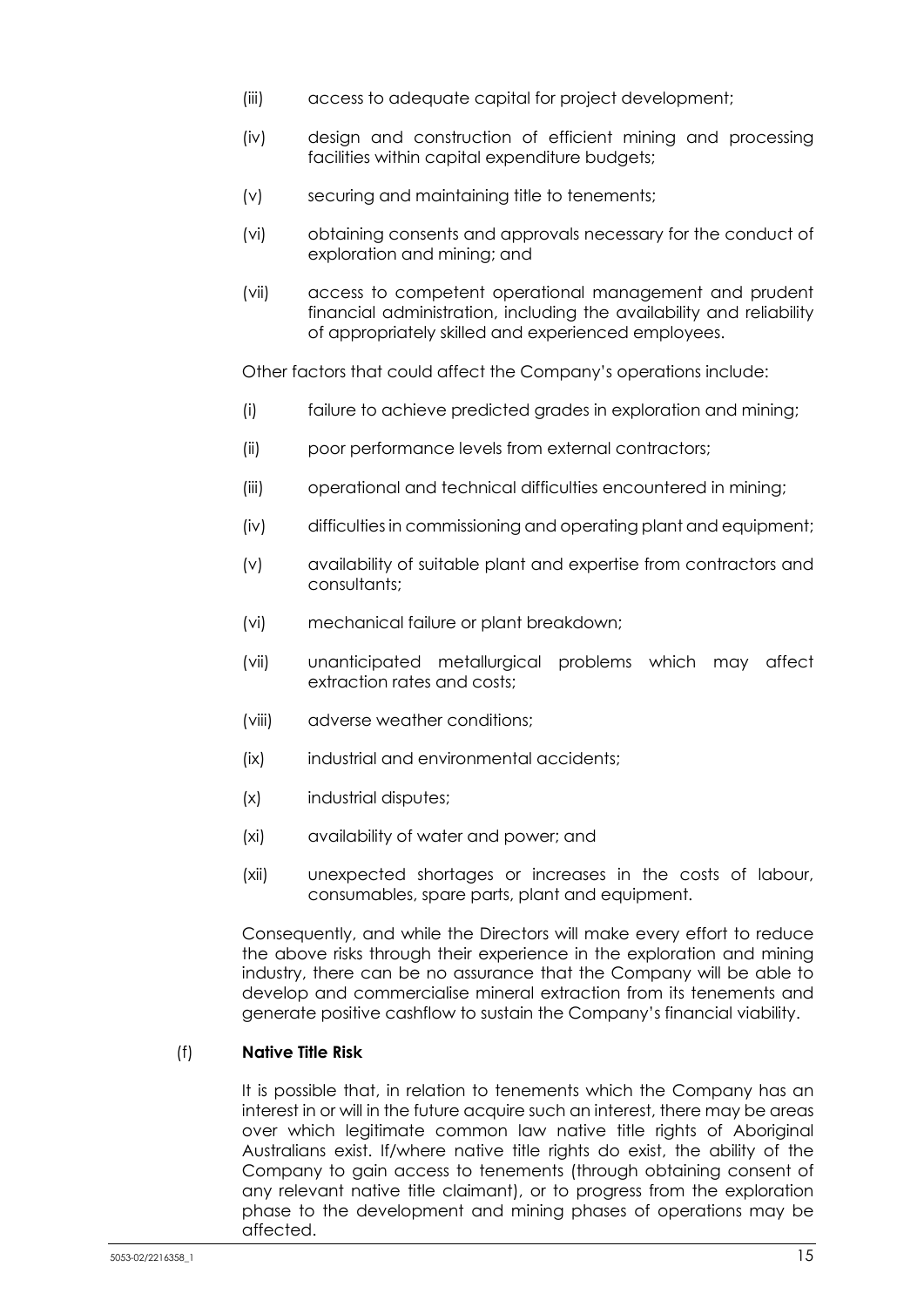(iii) access to adequate capital for project development;

(iv) design and construction of efficient mining and processing facilities within capital expenditure budgets;

(v) securing and maintaining title to tenements;

(vi) obtaining consents and approvals necessary for the conduct of exploration and mining; and

(vii) access to competent operational management and prudent financial administration, including the availability and reliability of appropriately skilled and experienced employees.

Other factors that could affect the Company's operations include:

(i) failure to achieve predicted grades in exploration and mining;

(ii) poor performance levels from external contractors;

(iii) operational and technical difficulties encountered in mining;

(iv) difficulties in commissioning and operating plant and equipment;

(v) availability of suitable plant and expertise from contractors and consultants;

(vi) mechanical failure or plant breakdown;

(vii) unanticipated metallurgical problems which may affect extraction rates and costs;

(viii) adverse weather conditions;

(ix) industrial and environmental accidents;

(x) industrial disputes;

(xi) availability of water and power; and

(xii) unexpected shortages or increases in the costs of labour, consumables, spare parts, plant and equipment.

Consequently, and while the Directors will make every effort to reduce the above risks through their experience in the exploration and mining industry, there can be no assurance that the Company will be able to develop and commercialise mineral extraction from its tenements and generate positive cashflow to sustain the Company's financial viability.

(f) **Native Title Risk**

It is possible that, in relation to tenements which the Company has an interest in or will in the future acquire such an interest, there may be areas over which legitimate common law native title rights of Aboriginal Australians exist. If/where native title rights do exist, the ability of the Company to gain access to tenements (through obtaining consent of any relevant native title claimant), or to progress from the exploration phase to the development and mining phases of operations may be affected.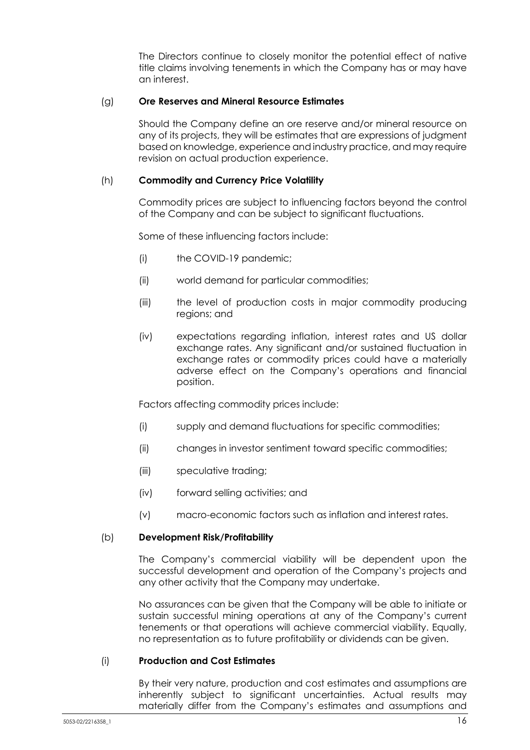The Directors continue to closely monitor the potential effect of native title claims involving tenements in which the Company has or may have an interest.

(g) **Ore Reserves and Mineral Resource Estimates**

Should the Company define an ore reserve and/or mineral resource on any of its projects, they will be estimates that are expressions of judgment based on knowledge, experience and industry practice, and may require revision on actual production experience.

(h) **Commodity and Currency Price Volatility**

Commodity prices are subject to influencing factors beyond the control of the Company and can be subject to significant fluctuations.

Some of these influencing factors include:

(i) the COVID-19 pandemic;

(ii) world demand for particular commodities;

(iii) the level of production costs in major commodity producing regions; and

(iv) expectations regarding inflation, interest rates and US dollar exchange rates. Any significant and/or sustained fluctuation in exchange rates or commodity prices could have a materially adverse effect on the Company's operations and financial position.

Factors affecting commodity prices include:

(i) supply and demand fluctuations for specific commodities;

(ii) changes in investor sentiment toward specific commodities;

(iii) speculative trading;

(iv) forward selling activities; and

(v) macro-economic factors such as inflation and interest rates.

(b) **Development Risk/Profitability**

The Company's commercial viability will be dependent upon the successful development and operation of the Company's projects and any other activity that the Company may undertake.

No assurances can be given that the Company will be able to initiate or sustain successful mining operations at any of the Company's current tenements or that operations will achieve commercial viability. Equally, no representation as to future profitability or dividends can be given.

(i) **Production and Cost Estimates**

By their very nature, production and cost estimates and assumptions are inherently subject to significant uncertainties. Actual results may materially differ from the Company's estimates and assumptions and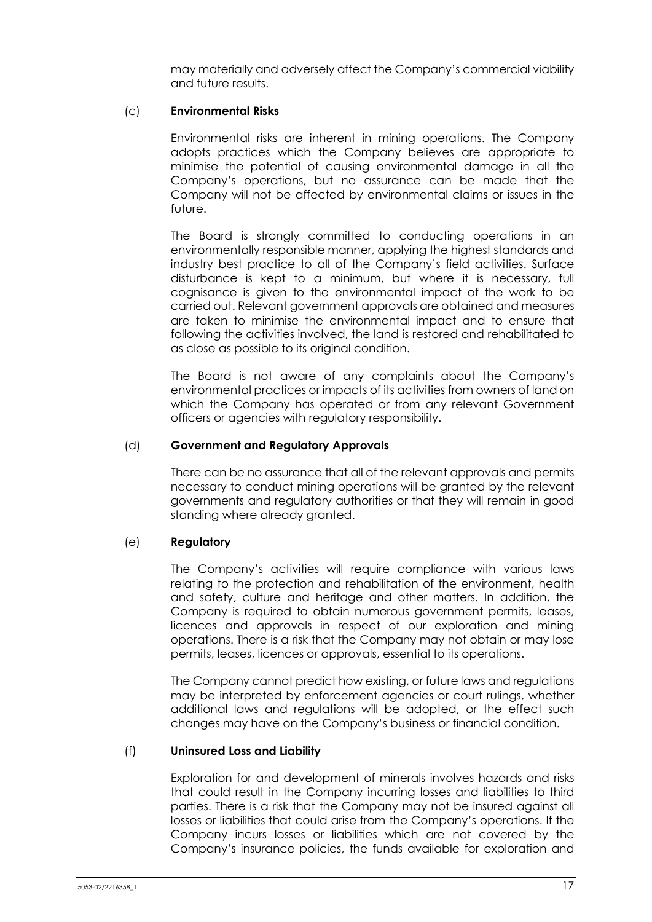may materially and adversely affect the Company's commercial viability and future results.

(c) **Environmental Risks**

Environmental risks are inherent in mining operations. The Company adopts practices which the Company believes are appropriate to minimise the potential of causing environmental damage in all the Company's operations, but no assurance can be made that the Company will not be affected by environmental claims or issues in the future.

The Board is strongly committed to conducting operations in an environmentally responsible manner, applying the highest standards and industry best practice to all of the Company's field activities. Surface disturbance is kept to a minimum, but where it is necessary, full cognisance is given to the environmental impact of the work to be carried out. Relevant government approvals are obtained and measures are taken to minimise the environmental impact and to ensure that following the activities involved, the land is restored and rehabilitated to as close as possible to its original condition.

The Board is not aware of any complaints about the Company's environmental practices or impacts of its activities from owners of land on which the Company has operated or from any relevant Government officers or agencies with regulatory responsibility.

(d) **Government and Regulatory Approvals**

There can be no assurance that all of the relevant approvals and permits necessary to conduct mining operations will be granted by the relevant governments and regulatory authorities or that they will remain in good standing where already granted.

(e) **Regulatory**

The Company's activities will require compliance with various laws relating to the protection and rehabilitation of the environment, health and safety, culture and heritage and other matters. In addition, the Company is required to obtain numerous government permits, leases, licences and approvals in respect of our exploration and mining operations. There is a risk that the Company may not obtain or may lose permits, leases, licences or approvals, essential to its operations.

The Company cannot predict how existing, or future laws and regulations may be interpreted by enforcement agencies or court rulings, whether additional laws and regulations will be adopted, or the effect such changes may have on the Company's business or financial condition.

(f) **Uninsured Loss and Liability**

Exploration for and development of minerals involves hazards and risks that could result in the Company incurring losses and liabilities to third parties. There is a risk that the Company may not be insured against all losses or liabilities that could arise from the Company's operations. If the Company incurs losses or liabilities which are not covered by the Company's insurance policies, the funds available for exploration and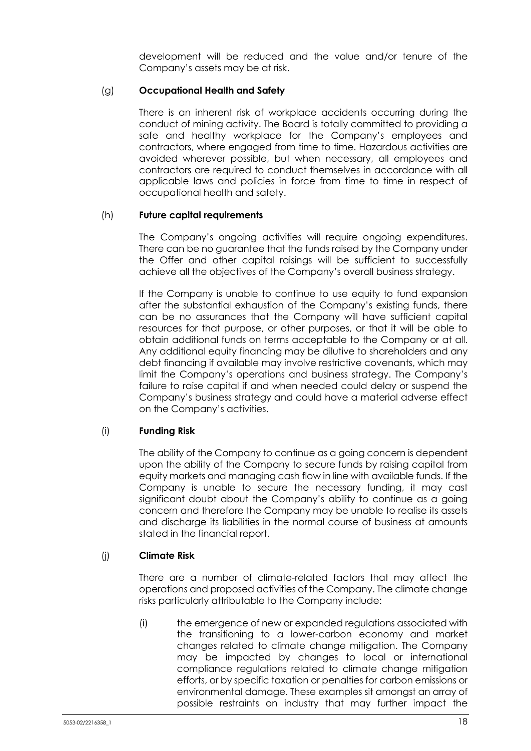development will be reduced and the value and/or tenure of the Company's assets may be at risk.

(g) **Occupational Health and Safety**

There is an inherent risk of workplace accidents occurring during the conduct of mining activity. The Board is totally committed to providing a safe and healthy workplace for the Company's employees and contractors, where engaged from time to time. Hazardous activities are avoided wherever possible, but when necessary, all employees and contractors are required to conduct themselves in accordance with all applicable laws and policies in force from time to time in respect of occupational health and safety.

(h) **Future capital requirements**

The Company's ongoing activities will require ongoing expenditures. There can be no guarantee that the funds raised by the Company under the Offer and other capital raisings will be sufficient to successfully achieve all the objectives of the Company's overall business strategy.

If the Company is unable to continue to use equity to fund expansion after the substantial exhaustion of the Company's existing funds, there can be no assurances that the Company will have sufficient capital resources for that purpose, or other purposes, or that it will be able to obtain additional funds on terms acceptable to the Company or at all. Any additional equity financing may be dilutive to shareholders and any debt financing if available may involve restrictive covenants, which may limit the Company's operations and business strategy. The Company's failure to raise capital if and when needed could delay or suspend the Company's business strategy and could have a material adverse effect on the Company's activities.

(i) **Funding Risk**

The ability of the Company to continue as a going concern is dependent upon the ability of the Company to secure funds by raising capital from equity markets and managing cash flow in line with available funds. If the Company is unable to secure the necessary funding, it may cast significant doubt about the Company's ability to continue as a going concern and therefore the Company may be unable to realise its assets and discharge its liabilities in the normal course of business at amounts stated in the financial report.

(j) **Climate Risk**

There are a number of climate-related factors that may affect the operations and proposed activities of the Company. The climate change risks particularly attributable to the Company include:

(i) the emergence of new or expanded regulations associated with the transitioning to a lower-carbon economy and market changes related to climate change mitigation. The Company may be impacted by changes to local or international compliance regulations related to climate change mitigation efforts, or by specific taxation or penalties for carbon emissions or environmental damage. These examples sit amongst an array of possible restraints on industry that may further impact the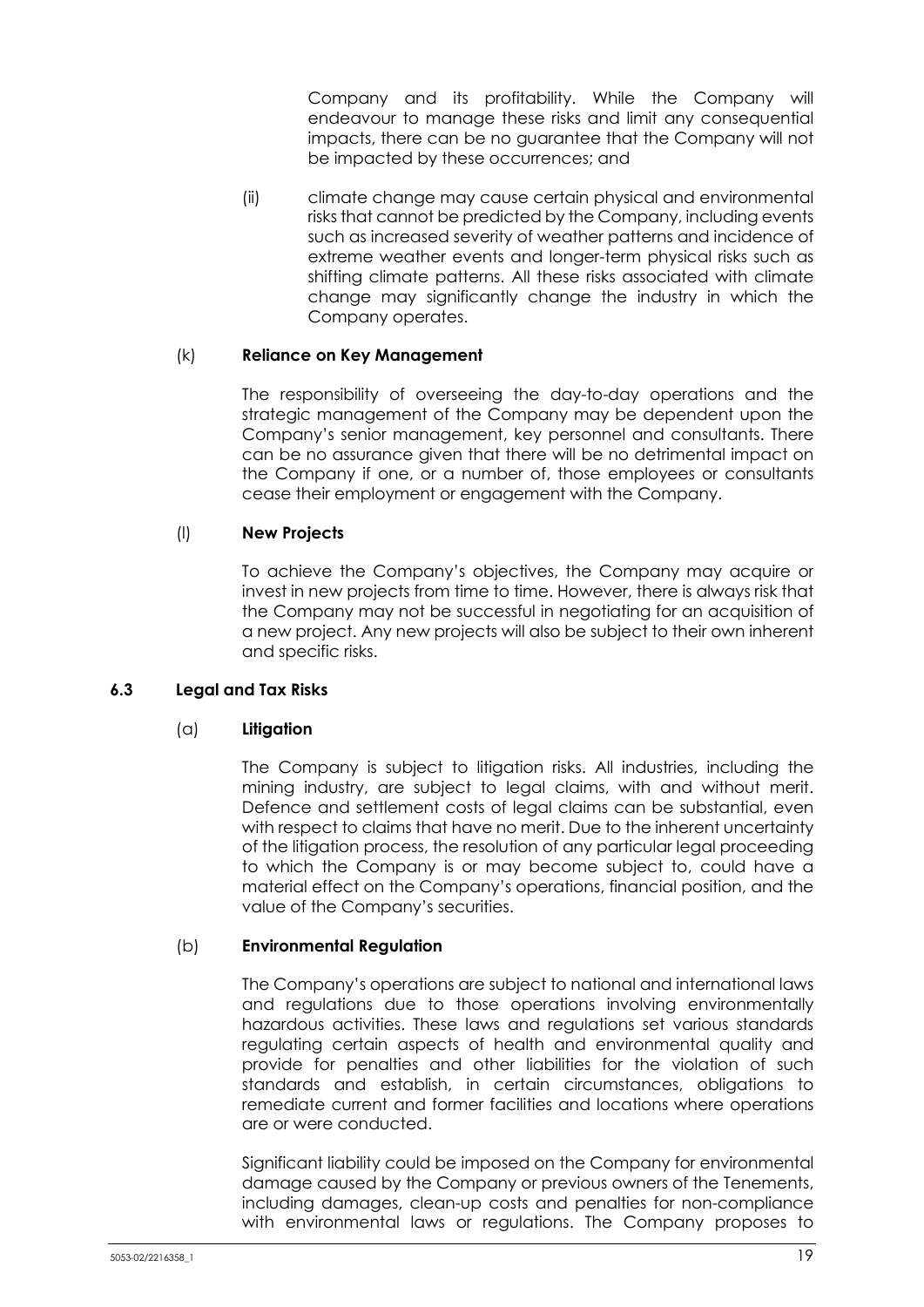Company and its profitability. While the Company will endeavour to manage these risks and limit any consequential impacts, there can be no guarantee that the Company will not be impacted by these occurrences; and

(ii) climate change may cause certain physical and environmental risks that cannot be predicted by the Company, including events such as increased severity of weather patterns and incidence of extreme weather events and longer-term physical risks such as shifting climate patterns. All these risks associated with climate change may significantly change the industry in which the Company operates.

(k) **Reliance on Key Management**

The responsibility of overseeing the day-to-day operations and the strategic management of the Company may be dependent upon the Company's senior management, key personnel and consultants. There can be no assurance given that there will be no detrimental impact on the Company if one, or a number of, those employees or consultants cease their employment or engagement with the Company.

(l) **New Projects**

To achieve the Company's objectives, the Company may acquire or invest in new projects from time to time. However, there is always risk that the Company may not be successful in negotiating for an acquisition of a new project. Any new projects will also be subject to their own inherent and specific risks.

### 6.3 Legal and Tax Risks

(a) **Litigation**

The Company is subject to litigation risks. All industries, including the mining industry, are subject to legal claims, with and without merit. Defence and settlement costs of legal claims can be substantial, even with respect to claims that have no merit. Due to the inherent uncertainty of the litigation process, the resolution of any particular legal proceeding to which the Company is or may become subject to, could have a material effect on the Company's operations, financial position, and the value of the Company's securities.

(b) **Environmental Regulation**

The Company's operations are subject to national and international laws and regulations due to those operations involving environmentally hazardous activities. These laws and regulations set various standards regulating certain aspects of health and environmental quality and provide for penalties and other liabilities for the violation of such standards and establish, in certain circumstances, obligations to remediate current and former facilities and locations where operations are or were conducted.

Significant liability could be imposed on the Company for environmental damage caused by the Company or previous owners of the Tenements, including damages, clean-up costs and penalties for non-compliance with environmental laws or regulations. The Company proposes to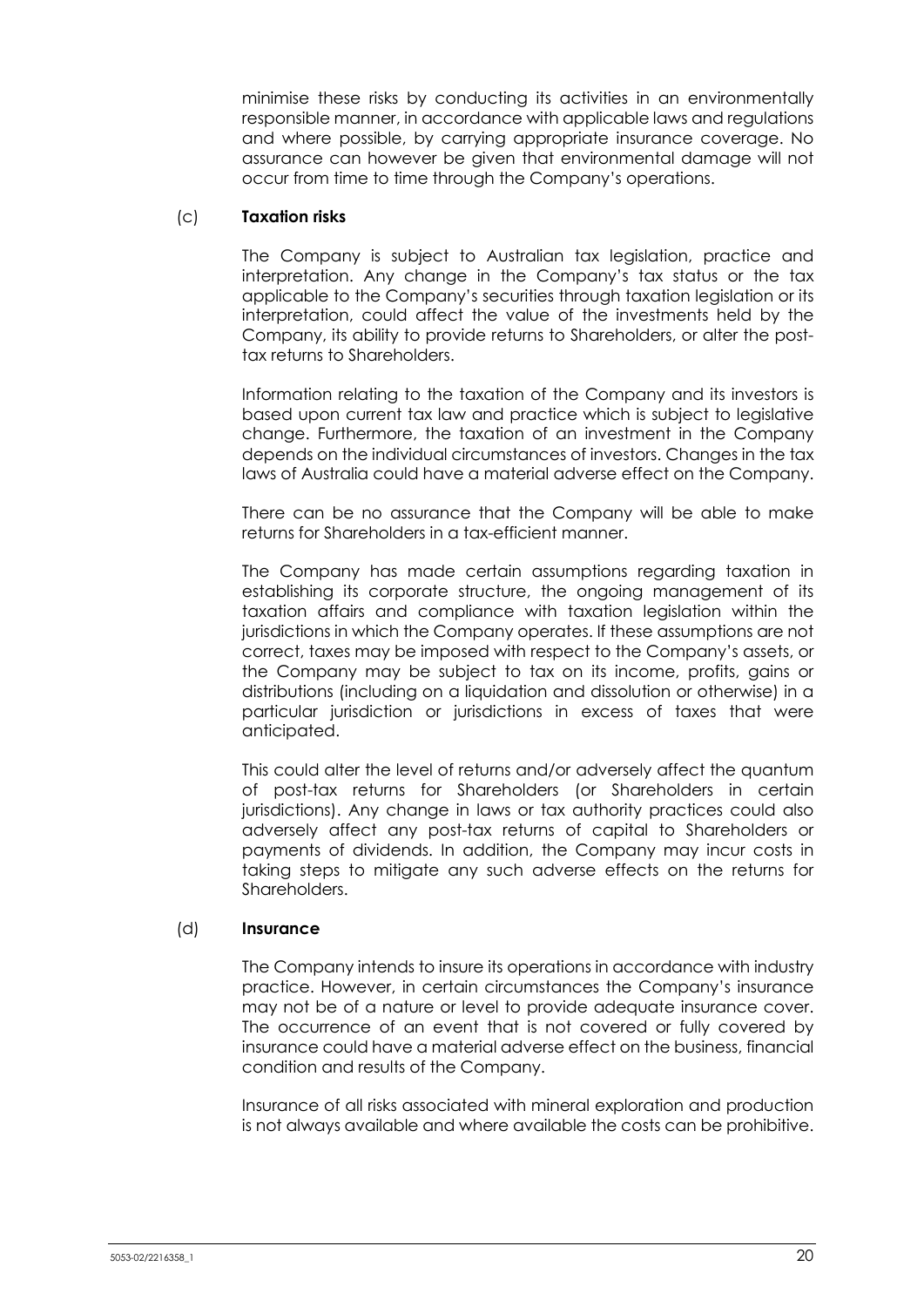minimise these risks by conducting its activities in an environmentally responsible manner, in accordance with applicable laws and regulations and where possible, by carrying appropriate insurance coverage. No assurance can however be given that environmental damage will not occur from time to time through the Company's operations.

(c) **Taxation risks**

The Company is subject to Australian tax legislation, practice and interpretation. Any change in the Company's tax status or the tax applicable to the Company's securities through taxation legislation or its interpretation, could affect the value of the investments held by the Company, its ability to provide returns to Shareholders, or alter the post-tax returns to Shareholders.

Information relating to the taxation of the Company and its investors is based upon current tax law and practice which is subject to legislative change. Furthermore, the taxation of an investment in the Company depends on the individual circumstances of investors. Changes in the tax laws of Australia could have a material adverse effect on the Company.

There can be no assurance that the Company will be able to make returns for Shareholders in a tax-efficient manner.

The Company has made certain assumptions regarding taxation in establishing its corporate structure, the ongoing management of its taxation affairs and compliance with taxation legislation within the jurisdictions in which the Company operates. If these assumptions are not correct, taxes may be imposed with respect to the Company's assets, or the Company may be subject to tax on its income, profits, gains or distributions (including on a liquidation and dissolution or otherwise) in a particular jurisdiction or jurisdictions in excess of taxes that were anticipated.

This could alter the level of returns and/or adversely affect the quantum of post-tax returns for Shareholders (or Shareholders in certain jurisdictions). Any change in laws or tax authority practices could also adversely affect any post-tax returns of capital to Shareholders or payments of dividends. In addition, the Company may incur costs in taking steps to mitigate any such adverse effects on the returns for Shareholders.

(d) **Insurance**

The Company intends to insure its operations in accordance with industry practice. However, in certain circumstances the Company's insurance may not be of a nature or level to provide adequate insurance cover. The occurrence of an event that is not covered or fully covered by insurance could have a material adverse effect on the business, financial condition and results of the Company.

Insurance of all risks associated with mineral exploration and production is not always available and where available the costs can be prohibitive.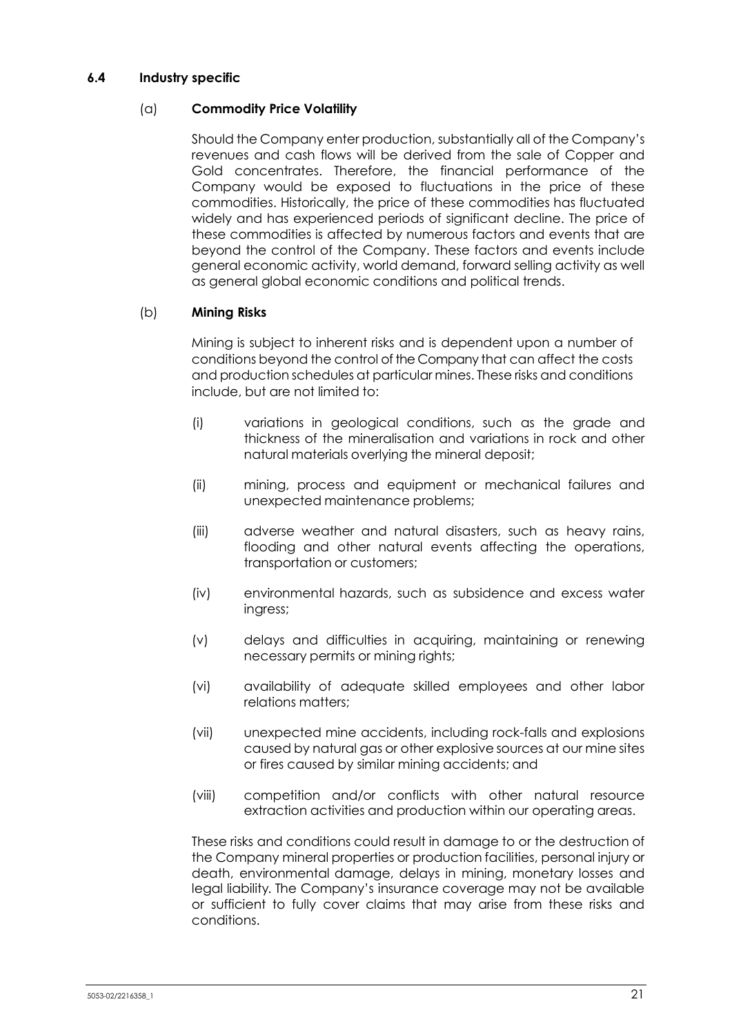### 6.4 Industry specific

(a) **Commodity Price Volatility**

Should the Company enter production, substantially all of the Company's revenues and cash flows will be derived from the sale of Copper and Gold concentrates. Therefore, the financial performance of the Company would be exposed to fluctuations in the price of these commodities. Historically, the price of these commodities has fluctuated widely and has experienced periods of significant decline. The price of these commodities is affected by numerous factors and events that are beyond the control of the Company. These factors and events include general economic activity, world demand, forward selling activity as well as general global economic conditions and political trends.

(b) **Mining Risks**

Mining is subject to inherent risks and is dependent upon a number of conditions beyond the control of the Company that can affect the costs and production schedules at particular mines. These risks and conditions include, but are not limited to:

(i) variations in geological conditions, such as the grade and thickness of the mineralisation and variations in rock and other natural materials overlying the mineral deposit;

(ii) mining, process and equipment or mechanical failures and unexpected maintenance problems;

(iii) adverse weather and natural disasters, such as heavy rains, flooding and other natural events affecting the operations, transportation or customers;

(iv) environmental hazards, such as subsidence and excess water ingress;

(v) delays and difficulties in acquiring, maintaining or renewing necessary permits or mining rights;

(vi) availability of adequate skilled employees and other labor relations matters;

(vii) unexpected mine accidents, including rock-falls and explosions caused by natural gas or other explosive sources at our mine sites or fires caused by similar mining accidents; and

(viii) competition and/or conflicts with other natural resource extraction activities and production within our operating areas.

These risks and conditions could result in damage to or the destruction of the Company mineral properties or production facilities, personal injury or death, environmental damage, delays in mining, monetary losses and legal liability. The Company's insurance coverage may not be available or sufficient to fully cover claims that may arise from these risks and conditions.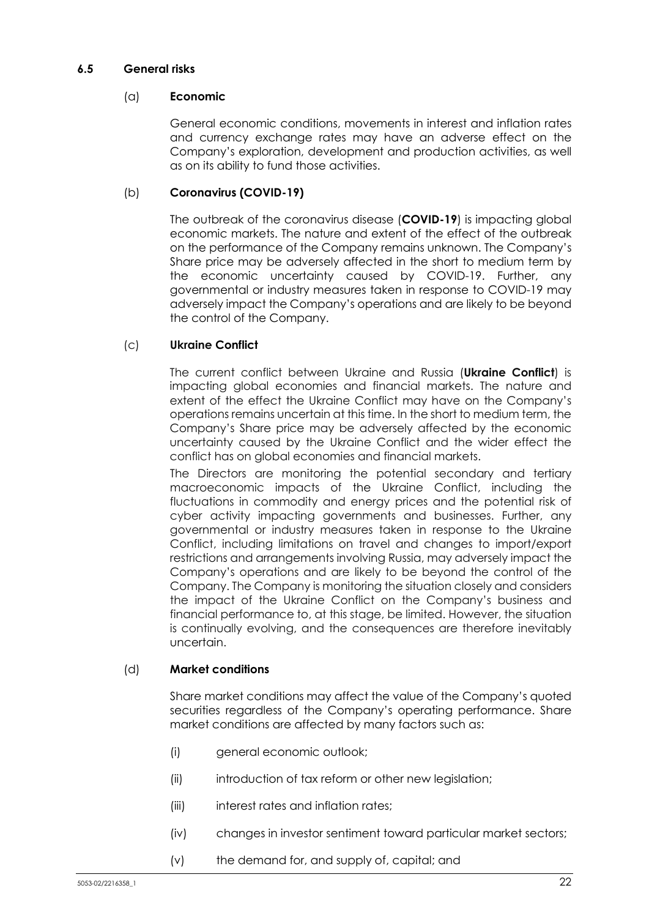### 6.5 General risks

#### (a) **Economic**

General economic conditions, movements in interest and inflation rates and currency exchange rates may have an adverse effect on the Company's exploration, development and production activities, as well as on its ability to fund those activities.

#### (b) **Coronavirus (COVID-19)**

The outbreak of the coronavirus disease (**COVID-19**) is impacting global economic markets. The nature and extent of the effect of the outbreak on the performance of the Company remains unknown. The Company's Share price may be adversely affected in the short to medium term by the economic uncertainty caused by COVID-19. Further, any governmental or industry measures taken in response to COVID-19 may adversely impact the Company's operations and are likely to be beyond the control of the Company.

#### (c) **Ukraine Conflict**

The current conflict between Ukraine and Russia (**Ukraine Conflict**) is impacting global economies and financial markets. The nature and extent of the effect the Ukraine Conflict may have on the Company's operations remains uncertain at this time. In the short to medium term, the Company's Share price may be adversely affected by the economic uncertainty caused by the Ukraine Conflict and the wider effect the conflict has on global economies and financial markets.

The Directors are monitoring the potential secondary and tertiary macroeconomic impacts of the Ukraine Conflict, including the fluctuations in commodity and energy prices and the potential risk of cyber activity impacting governments and businesses. Further, any governmental or industry measures taken in response to the Ukraine Conflict, including limitations on travel and changes to import/export restrictions and arrangements involving Russia, may adversely impact the Company's operations and are likely to be beyond the control of the Company. The Company is monitoring the situation closely and considers the impact of the Ukraine Conflict on the Company's business and financial performance to, at this stage, be limited. However, the situation is continually evolving, and the consequences are therefore inevitably uncertain.

#### (d) **Market conditions**

Share market conditions may affect the value of the Company's quoted securities regardless of the Company's operating performance. Share market conditions are affected by many factors such as:

(i) general economic outlook;

(ii) introduction of tax reform or other new legislation;

(iii) interest rates and inflation rates;

(iv) changes in investor sentiment toward particular market sectors;

(v) the demand for, and supply of, capital; and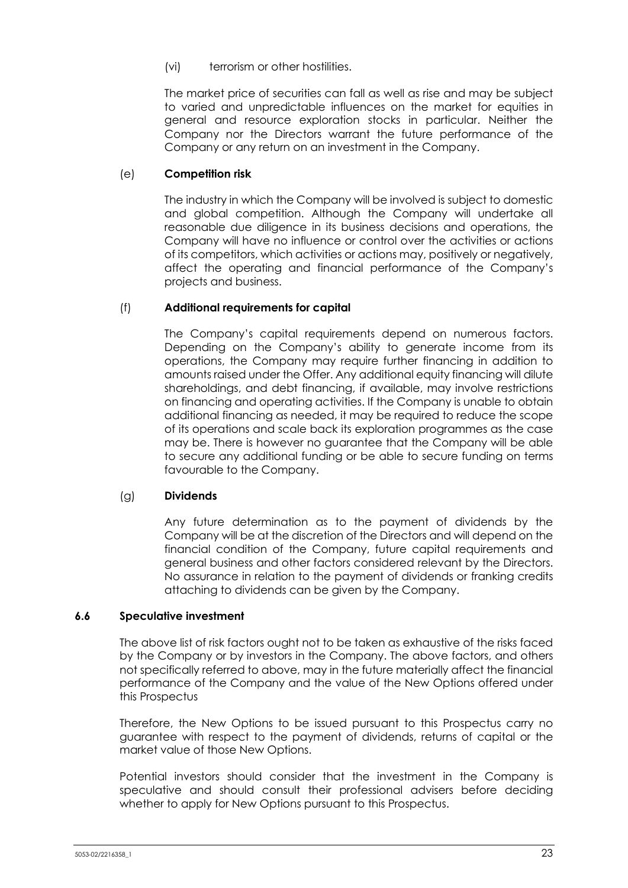(vi) terrorism or other hostilities.

The market price of securities can fall as well as rise and may be subject to varied and unpredictable influences on the market for equities in general and resource exploration stocks in particular. Neither the Company nor the Directors warrant the future performance of the Company or any return on an investment in the Company.

(e) **Competition risk**

The industry in which the Company will be involved is subject to domestic and global competition. Although the Company will undertake all reasonable due diligence in its business decisions and operations, the Company will have no influence or control over the activities or actions of its competitors, which activities or actions may, positively or negatively, affect the operating and financial performance of the Company's projects and business.

(f) **Additional requirements for capital**

The Company's capital requirements depend on numerous factors. Depending on the Company's ability to generate income from its operations, the Company may require further financing in addition to amounts raised under the Offer. Any additional equity financing will dilute shareholdings, and debt financing, if available, may involve restrictions on financing and operating activities. If the Company is unable to obtain additional financing as needed, it may be required to reduce the scope of its operations and scale back its exploration programmes as the case may be. There is however no guarantee that the Company will be able to secure any additional funding or be able to secure funding on terms favourable to the Company.

(g) **Dividends**

Any future determination as to the payment of dividends by the Company will be at the discretion of the Directors and will depend on the financial condition of the Company, future capital requirements and general business and other factors considered relevant by the Directors. No assurance in relation to the payment of dividends or franking credits attaching to dividends can be given by the Company.

## 6.6 Speculative investment

The above list of risk factors ought not to be taken as exhaustive of the risks faced by the Company or by investors in the Company. The above factors, and others not specifically referred to above, may in the future materially affect the financial performance of the Company and the value of the New Options offered under this Prospectus

Therefore, the New Options to be issued pursuant to this Prospectus carry no guarantee with respect to the payment of dividends, returns of capital or the market value of those New Options.

Potential investors should consider that the investment in the Company is speculative and should consult their professional advisers before deciding whether to apply for New Options pursuant to this Prospectus.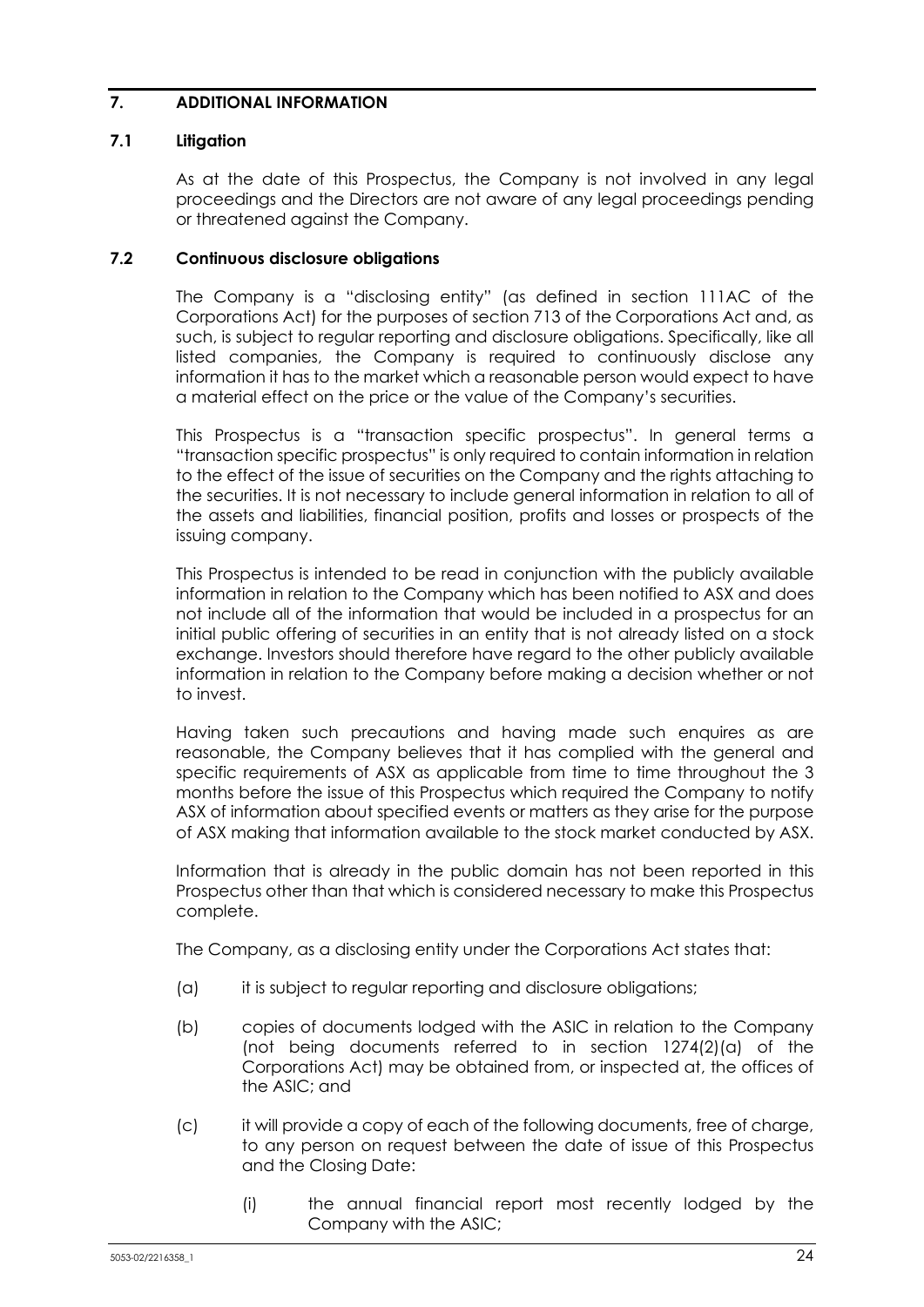## 7. ADDITIONAL INFORMATION

### 7.1 Litigation

As at the date of this Prospectus, the Company is not involved in any legal proceedings and the Directors are not aware of any legal proceedings pending or threatened against the Company.

### 7.2 Continuous disclosure obligations

The Company is a "disclosing entity" (as defined in section 111AC of the Corporations Act) for the purposes of section 713 of the Corporations Act and, as such, is subject to regular reporting and disclosure obligations. Specifically, like all listed companies, the Company is required to continuously disclose any information it has to the market which a reasonable person would expect to have a material effect on the price or the value of the Company's securities.

This Prospectus is a "transaction specific prospectus". In general terms a "transaction specific prospectus" is only required to contain information in relation to the effect of the issue of securities on the Company and the rights attaching to the securities. It is not necessary to include general information in relation to all of the assets and liabilities, financial position, profits and losses or prospects of the issuing company.

This Prospectus is intended to be read in conjunction with the publicly available information in relation to the Company which has been notified to ASX and does not include all of the information that would be included in a prospectus for an initial public offering of securities in an entity that is not already listed on a stock exchange. Investors should therefore have regard to the other publicly available information in relation to the Company before making a decision whether or not to invest.

Having taken such precautions and having made such enquires as are reasonable, the Company believes that it has complied with the general and specific requirements of ASX as applicable from time to time throughout the 3 months before the issue of this Prospectus which required the Company to notify ASX of information about specified events or matters as they arise for the purpose of ASX making that information available to the stock market conducted by ASX.

Information that is already in the public domain has not been reported in this Prospectus other than that which is considered necessary to make this Prospectus complete.

The Company, as a disclosing entity under the Corporations Act states that:

(a) it is subject to regular reporting and disclosure obligations;

(b) copies of documents lodged with the ASIC in relation to the Company (not being documents referred to in section 1274(2)(a) of the Corporations Act) may be obtained from, or inspected at, the offices of the ASIC; and

(c) it will provide a copy of each of the following documents, free of charge, to any person on request between the date of issue of this Prospectus and the Closing Date:

   (i) the annual financial report most recently lodged by the Company with the ASIC;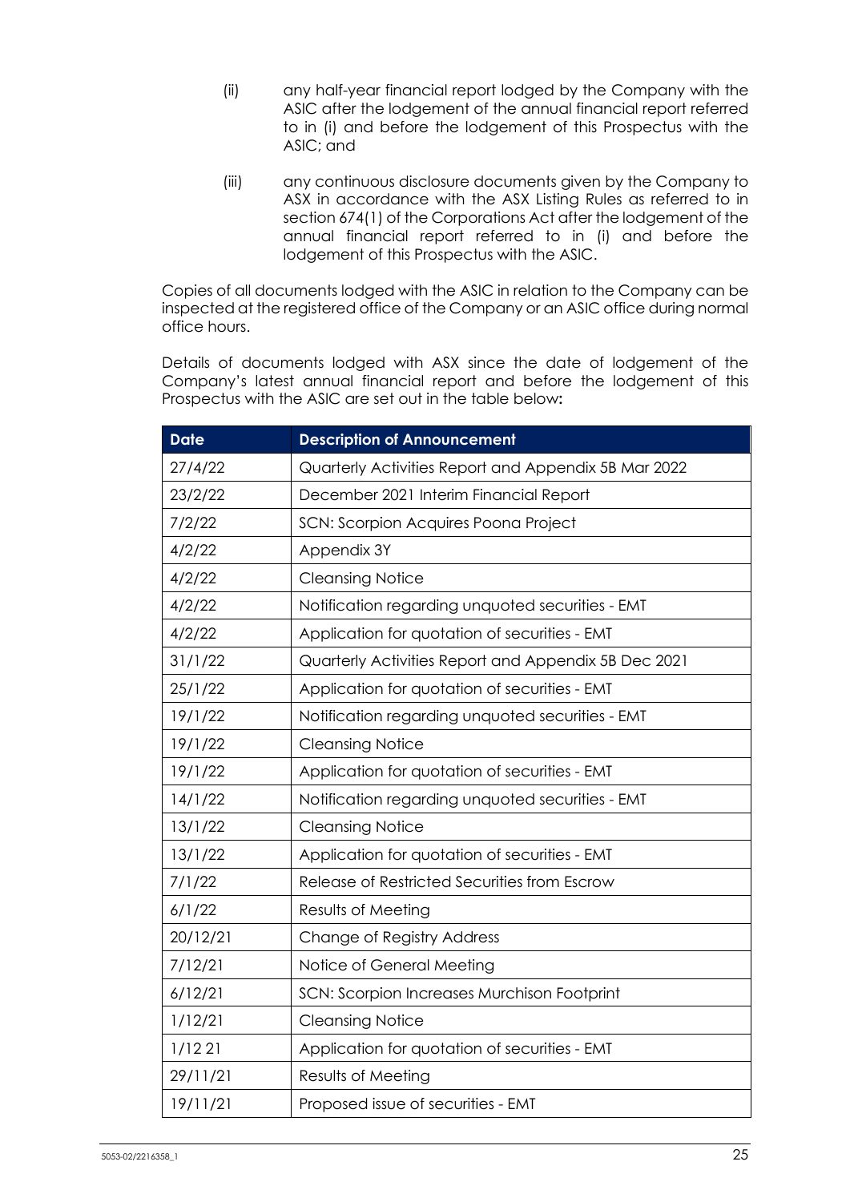(ii) any half-year financial report lodged by the Company with the ASIC after the lodgement of the annual financial report referred to in (i) and before the lodgement of this Prospectus with the ASIC; and

(iii) any continuous disclosure documents given by the Company to ASX in accordance with the ASX Listing Rules as referred to in section 674(1) of the Corporations Act after the lodgement of the annual financial report referred to in (i) and before the lodgement of this Prospectus with the ASIC.

Copies of all documents lodged with the ASIC in relation to the Company can be inspected at the registered office of the Company or an ASIC office during normal office hours.

Details of documents lodged with ASX since the date of lodgement of the Company's latest annual financial report and before the lodgement of this Prospectus with the ASIC are set out in the table below:

| Date | Description of Announcement |
|---|---|
| 27/4/22 | Quarterly Activities Report and Appendix 5B Mar 2022 |
| 23/2/22 | December 2021 Interim Financial Report |
| 7/2/22 | SCN: Scorpion Acquires Poona Project |
| 4/2/22 | Appendix 3Y |
| 4/2/22 | Cleansing Notice |
| 4/2/22 | Notification regarding unquoted securities - EMT |
| 4/2/22 | Application for quotation of securities - EMT |
| 31/1/22 | Quarterly Activities Report and Appendix 5B Dec 2021 |
| 25/1/22 | Application for quotation of securities - EMT |
| 19/1/22 | Notification regarding unquoted securities - EMT |
| 19/1/22 | Cleansing Notice |
| 19/1/22 | Application for quotation of securities - EMT |
| 14/1/22 | Notification regarding unquoted securities - EMT |
| 13/1/22 | Cleansing Notice |
| 13/1/22 | Application for quotation of securities - EMT |
| 7/1/22 | Release of Restricted Securities from Escrow |
| 6/1/22 | Results of Meeting |
| 20/12/21 | Change of Registry Address |
| 7/12/21 | Notice of General Meeting |
| 6/12/21 | SCN: Scorpion Increases Murchison Footprint |
| 1/12/21 | Cleansing Notice |
| 1/12 21 | Application for quotation of securities - EMT |
| 29/11/21 | Results of Meeting |
| 19/11/21 | Proposed issue of securities - EMT |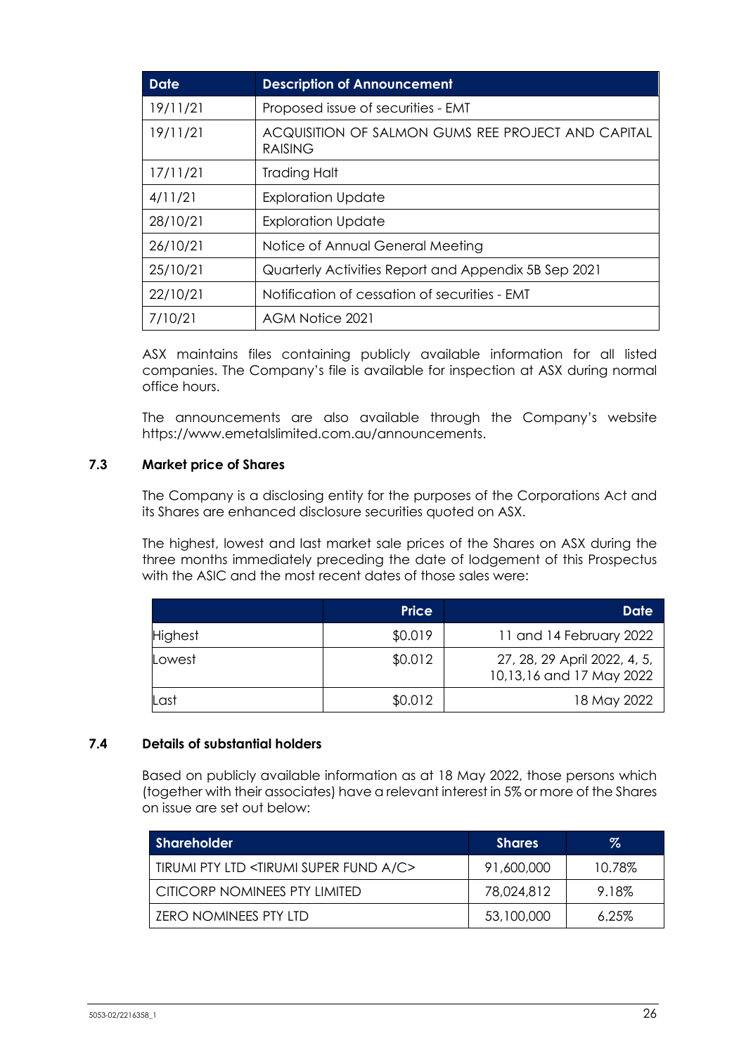| Date | Description of Announcement |
| --- | --- |
| 19/11/21 | Proposed issue of securities - EMT |
| 19/11/21 | ACQUISITION OF SALMON GUMS REE PROJECT AND CAPITAL RAISING |
| 17/11/21 | Trading Halt |
| 4/11/21 | Exploration Update |
| 28/10/21 | Exploration Update |
| 26/10/21 | Notice of Annual General Meeting |
| 25/10/21 | Quarterly Activities Report and Appendix 5B Sep 2021 |
| 22/10/21 | Notification of cessation of securities - EMT |
| 7/10/21 | AGM Notice 2021 |

ASX maintains files containing publicly available information for all listed companies. The Company's file is available for inspection at ASX during normal office hours.

The announcements are also available through the Company's website https://www.emetalslimited.com.au/announcements.

### 7.3 Market price of Shares

The Company is a disclosing entity for the purposes of the Corporations Act and its Shares are enhanced disclosure securities quoted on ASX.

The highest, lowest and last market sale prices of the Shares on ASX during the three months immediately preceding the date of lodgement of this Prospectus with the ASIC and the most recent dates of those sales were:

| | Price | Date |
| --- | ---: | ---: |
| Highest | $0.019 | 11 and 14 February 2022 |
| Lowest | $0.012 | 27, 28, 29 April 2022, 4, 5, 10,13,16 and 17 May 2022 |
| Last | $0.012 | 18 May 2022 |

### 7.4 Details of substantial holders

Based on publicly available information as at 18 May 2022, those persons which (together with their associates) have a relevant interest in 5% or more of the Shares on issue are set out below:

| Shareholder | Shares | % |
| --- | --- | --- |
| TIRUMI PTY LTD <TIRUMI SUPER FUND A/C> | 91,600,000 | 10.78% |
| CITICORP NOMINEES PTY LIMITED | 78,024,812 | 9.18% |
| ZERO NOMINEES PTY LTD | 53,100,000 | 6.25% |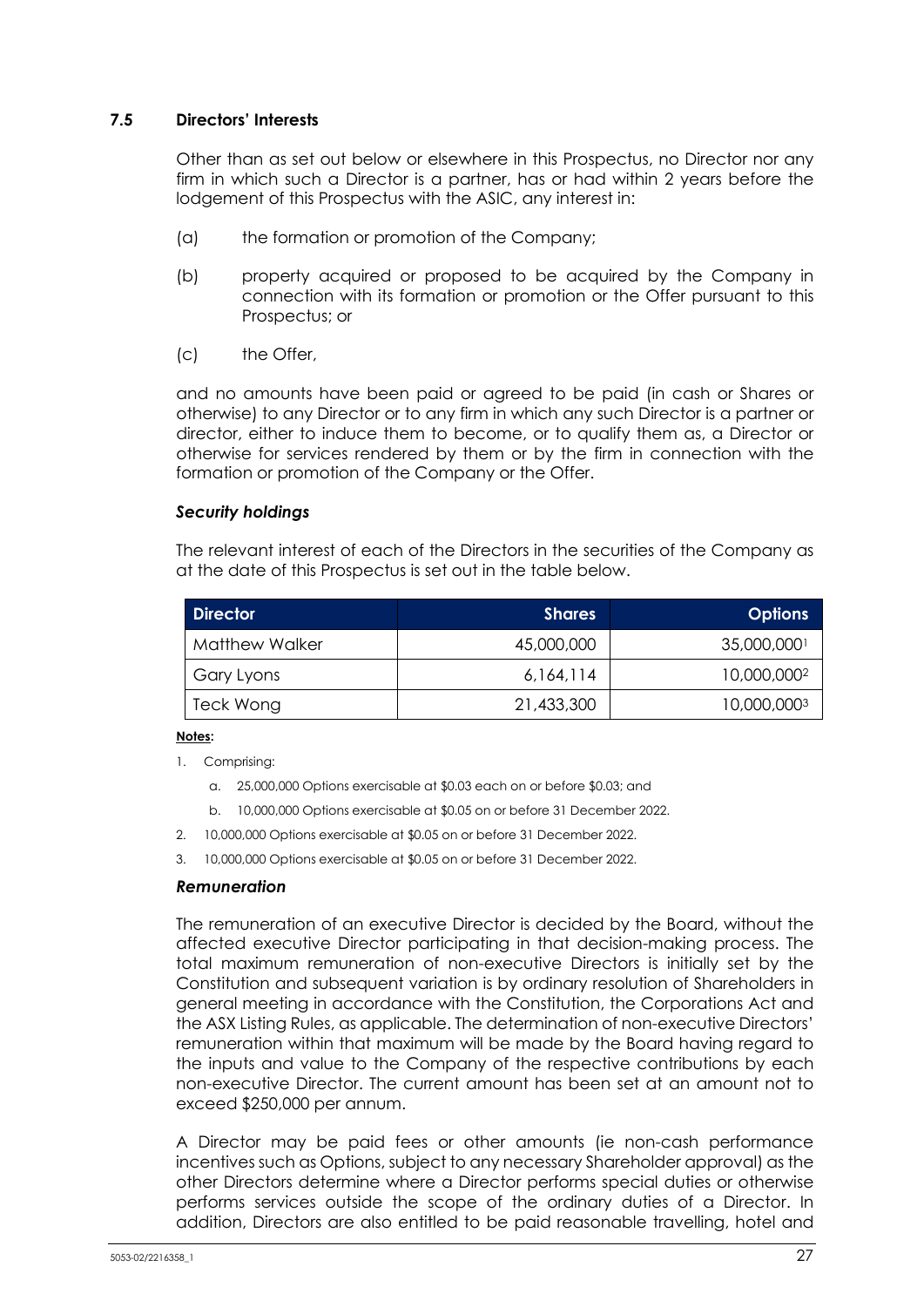### 7.5 Directors' Interests

Other than as set out below or elsewhere in this Prospectus, no Director nor any firm in which such a Director is a partner, has or had within 2 years before the lodgement of this Prospectus with the ASIC, any interest in:

(a) the formation or promotion of the Company;

(b) property acquired or proposed to be acquired by the Company in connection with its formation or promotion or the Offer pursuant to this Prospectus; or

(c) the Offer,

and no amounts have been paid or agreed to be paid (in cash or Shares or otherwise) to any Director or to any firm in which any such Director is a partner or director, either to induce them to become, or to qualify them as, a Director or otherwise for services rendered by them or by the firm in connection with the formation or promotion of the Company or the Offer.

***Security holdings***

The relevant interest of each of the Directors in the securities of the Company as at the date of this Prospectus is set out in the table below.

| Director | Shares | Options |
|---|---:|---:|
| Matthew Walker | 45,000,000 | 35,000,000[1] |
| Gary Lyons | 6,164,114 | 10,000,000[2] |
| Teck Wong | 21,433,300 | 10,000,000[3] |

**Notes:**

1. Comprising:
   a. 25,000,000 Options exercisable at $0.03 each on or before $0.03; and
   b. 10,000,000 Options exercisable at $0.05 on or before 31 December 2022.
2. 10,000,000 Options exercisable at $0.05 on or before 31 December 2022.
3. 10,000,000 Options exercisable at $0.05 on or before 31 December 2022.

***Remuneration***

The remuneration of an executive Director is decided by the Board, without the affected executive Director participating in that decision-making process. The total maximum remuneration of non-executive Directors is initially set by the Constitution and subsequent variation is by ordinary resolution of Shareholders in general meeting in accordance with the Constitution, the Corporations Act and the ASX Listing Rules, as applicable. The determination of non-executive Directors' remuneration within that maximum will be made by the Board having regard to the inputs and value to the Company of the respective contributions by each non-executive Director. The current amount has been set at an amount not to exceed $250,000 per annum.

A Director may be paid fees or other amounts (ie non-cash performance incentives such as Options, subject to any necessary Shareholder approval) as the other Directors determine where a Director performs special duties or otherwise performs services outside the scope of the ordinary duties of a Director. In addition, Directors are also entitled to be paid reasonable travelling, hotel and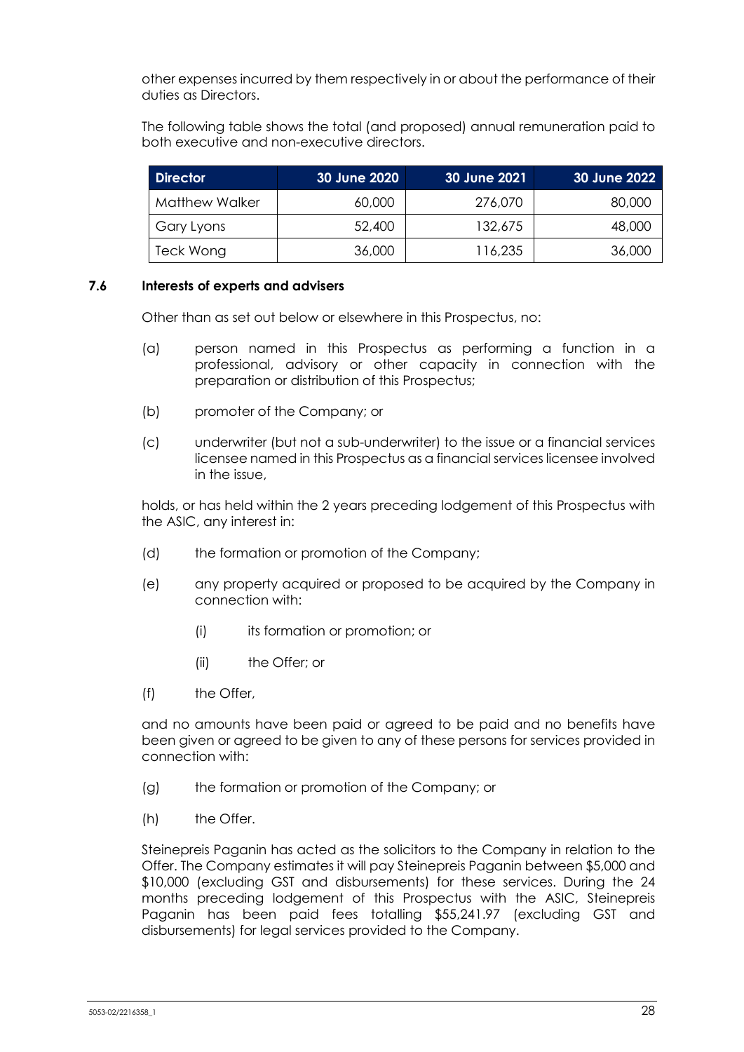other expenses incurred by them respectively in or about the performance of their duties as Directors.

The following table shows the total (and proposed) annual remuneration paid to both executive and non-executive directors.

| Director | 30 June 2020 | 30 June 2021 | 30 June 2022 |
|---|---|---|---|
| Matthew Walker | 60,000 | 276,070 | 80,000 |
| Gary Lyons | 52,400 | 132,675 | 48,000 |
| Teck Wong | 36,000 | 116,235 | 36,000 |

### 7.6 Interests of experts and advisers

Other than as set out below or elsewhere in this Prospectus, no:

(a) person named in this Prospectus as performing a function in a professional, advisory or other capacity in connection with the preparation or distribution of this Prospectus;

(b) promoter of the Company; or

(c) underwriter (but not a sub-underwriter) to the issue or a financial services licensee named in this Prospectus as a financial services licensee involved in the issue,

holds, or has held within the 2 years preceding lodgement of this Prospectus with the ASIC, any interest in:

(d) the formation or promotion of the Company;

(e) any property acquired or proposed to be acquired by the Company in connection with:

(i) its formation or promotion; or

(ii) the Offer; or

(f) the Offer,

and no amounts have been paid or agreed to be paid and no benefits have been given or agreed to be given to any of these persons for services provided in connection with:

(g) the formation or promotion of the Company; or

(h) the Offer.

Steinepreis Paganin has acted as the solicitors to the Company in relation to the Offer. The Company estimates it will pay Steinepreis Paganin between $5,000 and $10,000 (excluding GST and disbursements) for these services. During the 24 months preceding lodgement of this Prospectus with the ASIC, Steinepreis Paganin has been paid fees totalling $55,241.97 (excluding GST and disbursements) for legal services provided to the Company.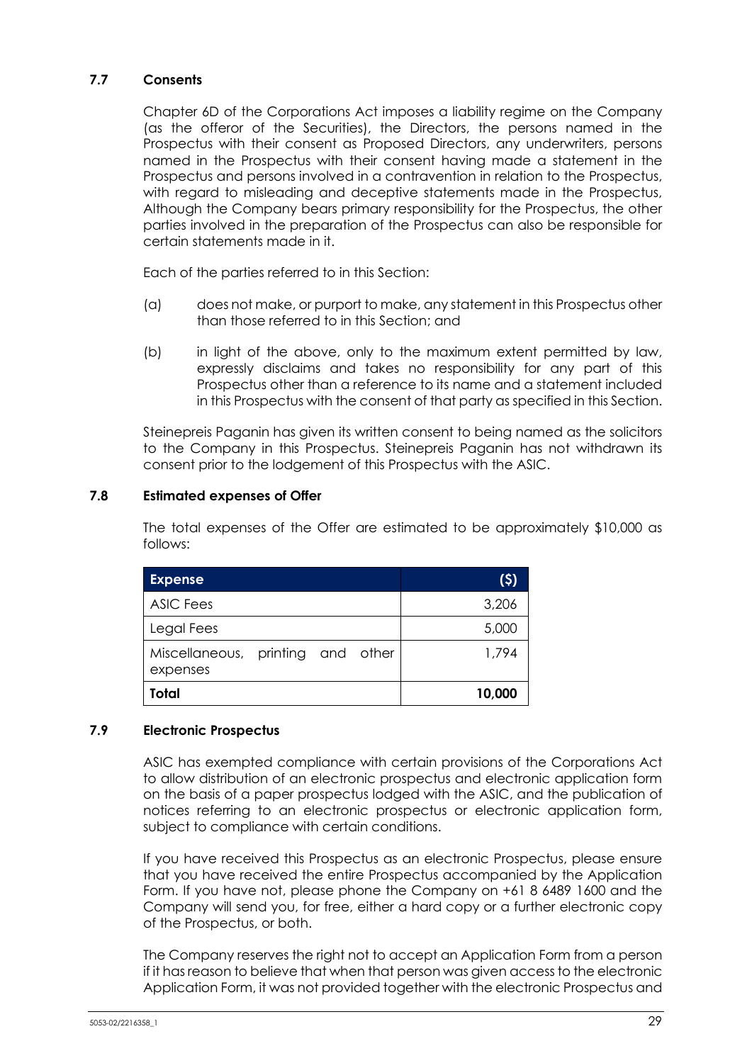### 7.7 Consents

Chapter 6D of the Corporations Act imposes a liability regime on the Company (as the offeror of the Securities), the Directors, the persons named in the Prospectus with their consent as Proposed Directors, any underwriters, persons named in the Prospectus with their consent having made a statement in the Prospectus and persons involved in a contravention in relation to the Prospectus, with regard to misleading and deceptive statements made in the Prospectus, Although the Company bears primary responsibility for the Prospectus, the other parties involved in the preparation of the Prospectus can also be responsible for certain statements made in it.

Each of the parties referred to in this Section:

(a) does not make, or purport to make, any statement in this Prospectus other than those referred to in this Section; and

(b) in light of the above, only to the maximum extent permitted by law, expressly disclaims and takes no responsibility for any part of this Prospectus other than a reference to its name and a statement included in this Prospectus with the consent of that party as specified in this Section.

Steinepreis Paganin has given its written consent to being named as the solicitors to the Company in this Prospectus. Steinepreis Paganin has not withdrawn its consent prior to the lodgement of this Prospectus with the ASIC.

### 7.8 Estimated expenses of Offer

The total expenses of the Offer are estimated to be approximately $10,000 as follows:

| Expense | ($) |
|---|---:|
| ASIC Fees | 3,206 |
| Legal Fees | 5,000 |
| Miscellaneous, printing and other expenses | 1,794 |
| **Total** | **10,000** |

### 7.9 Electronic Prospectus

ASIC has exempted compliance with certain provisions of the Corporations Act to allow distribution of an electronic prospectus and electronic application form on the basis of a paper prospectus lodged with the ASIC, and the publication of notices referring to an electronic prospectus or electronic application form, subject to compliance with certain conditions.

If you have received this Prospectus as an electronic Prospectus, please ensure that you have received the entire Prospectus accompanied by the Application Form. If you have not, please phone the Company on +61 8 6489 1600 and the Company will send you, for free, either a hard copy or a further electronic copy of the Prospectus, or both.

The Company reserves the right not to accept an Application Form from a person if it has reason to believe that when that person was given access to the electronic Application Form, it was not provided together with the electronic Prospectus and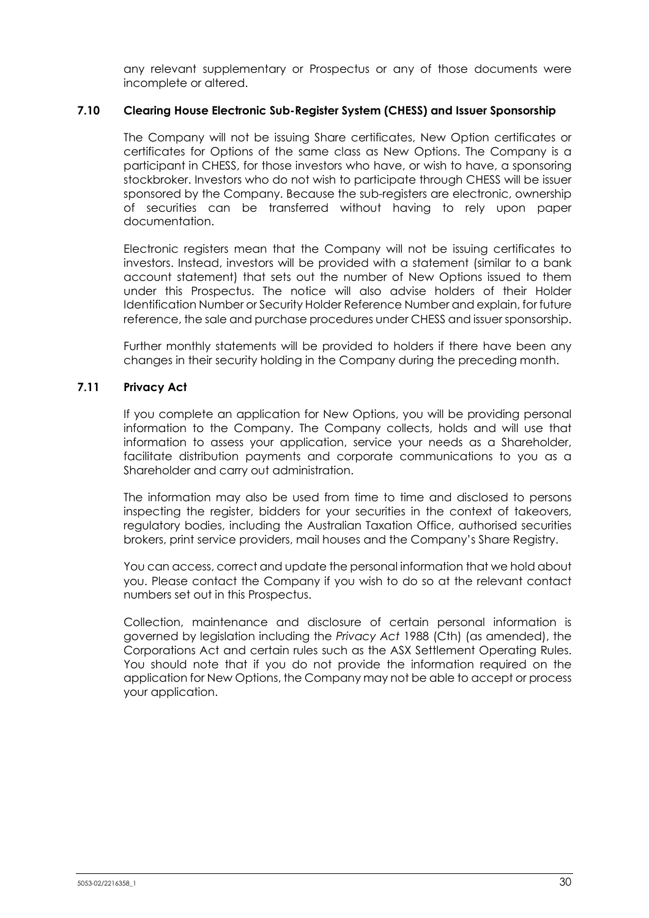any relevant supplementary or Prospectus or any of those documents were incomplete or altered.

### 7.10 Clearing House Electronic Sub-Register System (CHESS) and Issuer Sponsorship

The Company will not be issuing Share certificates, New Option certificates or certificates for Options of the same class as New Options. The Company is a participant in CHESS, for those investors who have, or wish to have, a sponsoring stockbroker. Investors who do not wish to participate through CHESS will be issuer sponsored by the Company. Because the sub-registers are electronic, ownership of securities can be transferred without having to rely upon paper documentation.

Electronic registers mean that the Company will not be issuing certificates to investors. Instead, investors will be provided with a statement (similar to a bank account statement) that sets out the number of New Options issued to them under this Prospectus. The notice will also advise holders of their Holder Identification Number or Security Holder Reference Number and explain, for future reference, the sale and purchase procedures under CHESS and issuer sponsorship.

Further monthly statements will be provided to holders if there have been any changes in their security holding in the Company during the preceding month.

### 7.11 Privacy Act

If you complete an application for New Options, you will be providing personal information to the Company. The Company collects, holds and will use that information to assess your application, service your needs as a Shareholder, facilitate distribution payments and corporate communications to you as a Shareholder and carry out administration.

The information may also be used from time to time and disclosed to persons inspecting the register, bidders for your securities in the context of takeovers, regulatory bodies, including the Australian Taxation Office, authorised securities brokers, print service providers, mail houses and the Company's Share Registry.

You can access, correct and update the personal information that we hold about you. Please contact the Company if you wish to do so at the relevant contact numbers set out in this Prospectus.

Collection, maintenance and disclosure of certain personal information is governed by legislation including the *Privacy Act* 1988 (Cth) (as amended), the Corporations Act and certain rules such as the ASX Settlement Operating Rules. You should note that if you do not provide the information required on the application for New Options, the Company may not be able to accept or process your application.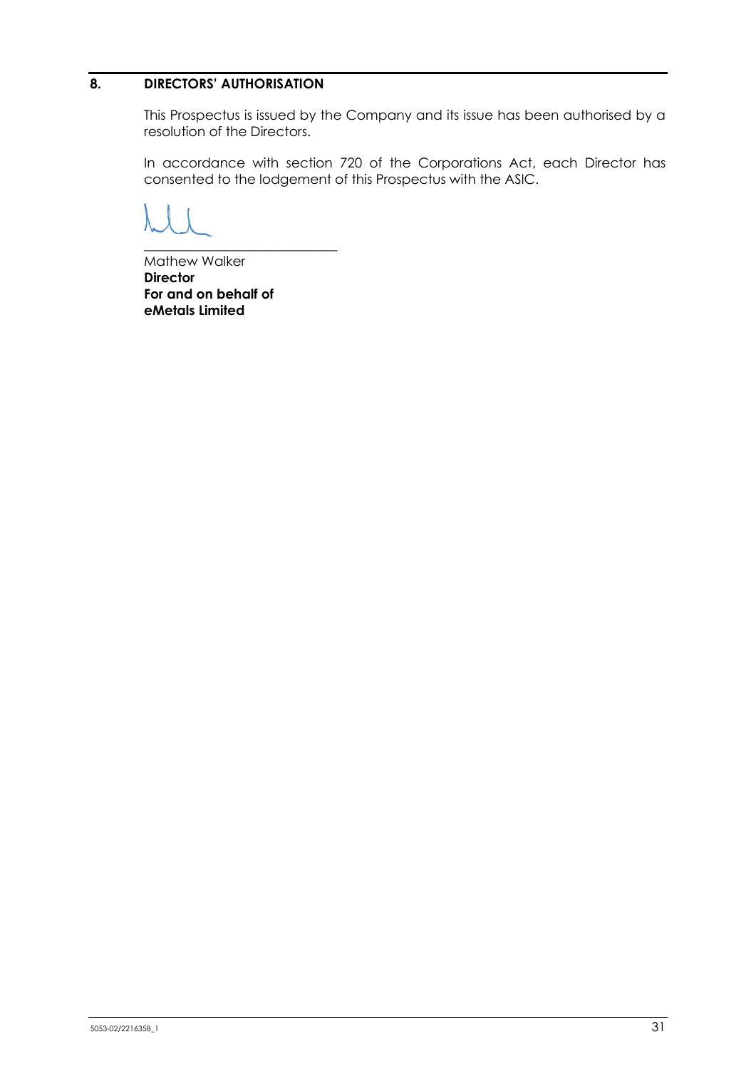## 8. DIRECTORS' AUTHORISATION

This Prospectus is issued by the Company and its issue has been authorised by a resolution of the Directors.

In accordance with section 720 of the Corporations Act, each Director has consented to the lodgement of this Prospectus with the ASIC.

___________________________

Mathew Walker
**Director**
**For and on behalf of**
**eMetals Limited**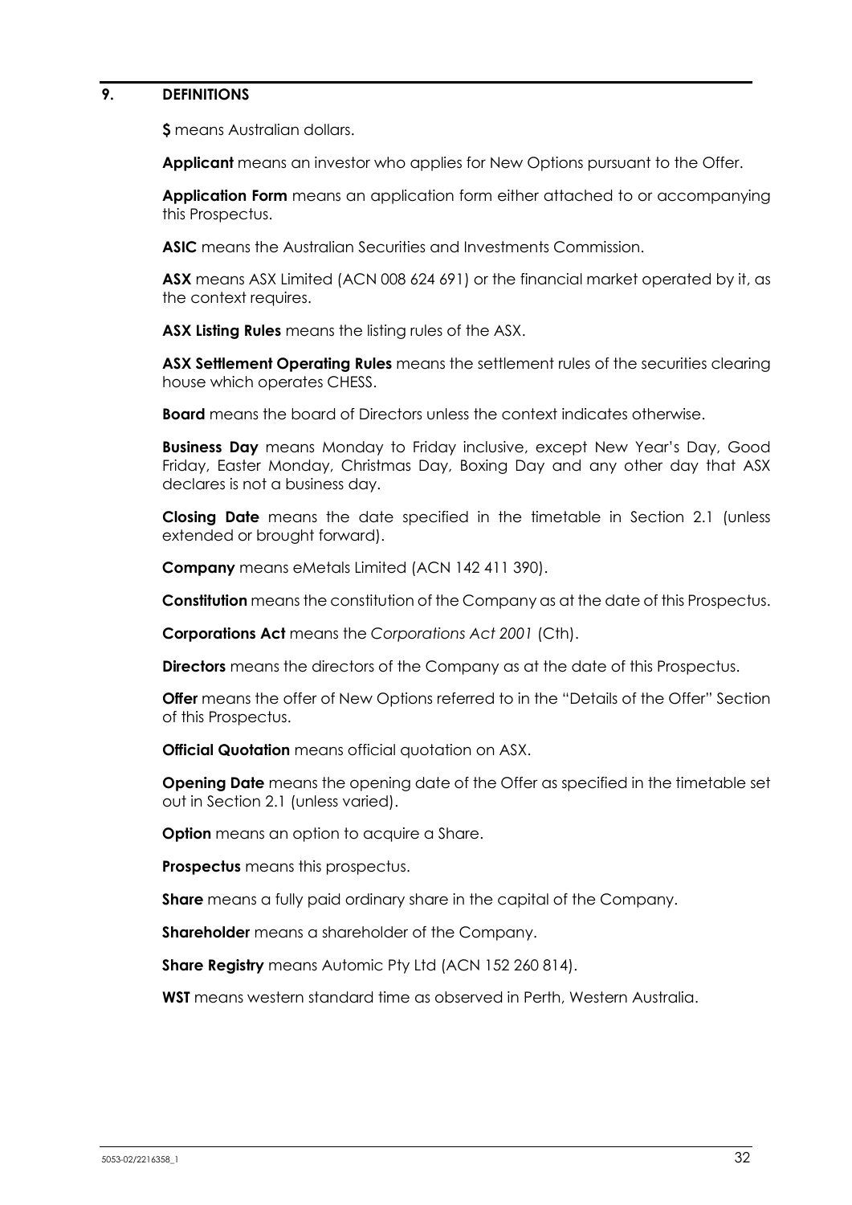## 9. DEFINITIONS

**$** means Australian dollars.

**Applicant** means an investor who applies for New Options pursuant to the Offer.

**Application Form** means an application form either attached to or accompanying this Prospectus.

**ASIC** means the Australian Securities and Investments Commission.

**ASX** means ASX Limited (ACN 008 624 691) or the financial market operated by it, as the context requires.

**ASX Listing Rules** means the listing rules of the ASX.

**ASX Settlement Operating Rules** means the settlement rules of the securities clearing house which operates CHESS.

**Board** means the board of Directors unless the context indicates otherwise.

**Business Day** means Monday to Friday inclusive, except New Year's Day, Good Friday, Easter Monday, Christmas Day, Boxing Day and any other day that ASX declares is not a business day.

**Closing Date** means the date specified in the timetable in Section 2.1 (unless extended or brought forward).

**Company** means eMetals Limited (ACN 142 411 390).

**Constitution** means the constitution of the Company as at the date of this Prospectus.

**Corporations Act** means the *Corporations Act 2001* (Cth).

**Directors** means the directors of the Company as at the date of this Prospectus.

**Offer** means the offer of New Options referred to in the "Details of the Offer" Section of this Prospectus.

**Official Quotation** means official quotation on ASX.

**Opening Date** means the opening date of the Offer as specified in the timetable set out in Section 2.1 (unless varied).

**Option** means an option to acquire a Share.

**Prospectus** means this prospectus.

**Share** means a fully paid ordinary share in the capital of the Company.

**Shareholder** means a shareholder of the Company.

**Share Registry** means Automic Pty Ltd (ACN 152 260 814).

**WST** means western standard time as observed in Perth, Western Australia.